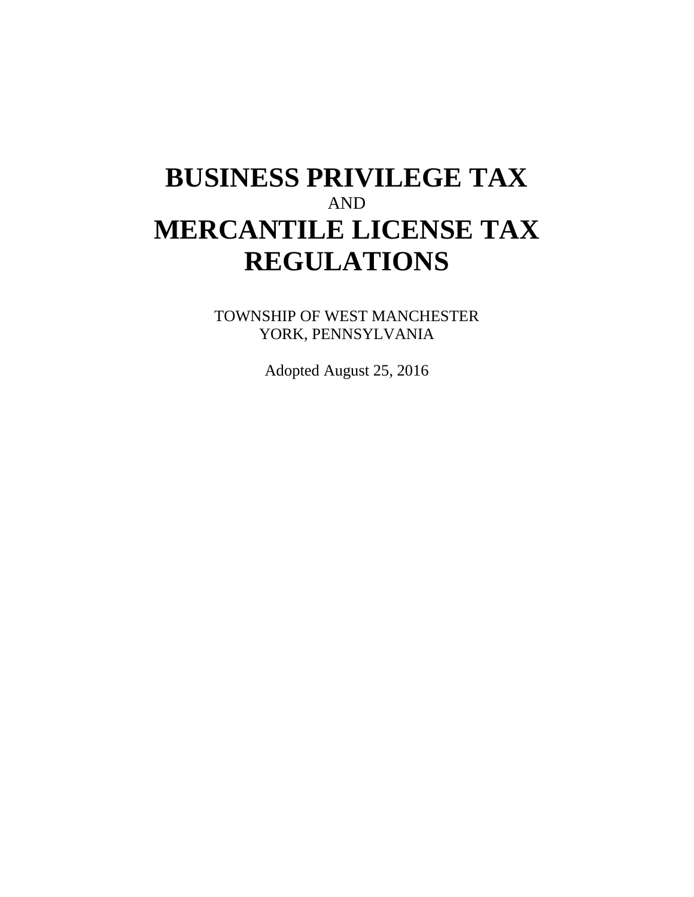# BUSINESS PRIVILEGE TAX

AND

# MERCANTILE LICENSE TAX REGULATIONS

TOWNSHIP OF WEST MANCHESTER
YORK, PENNSYLVANIA

Adopted August 25, 2016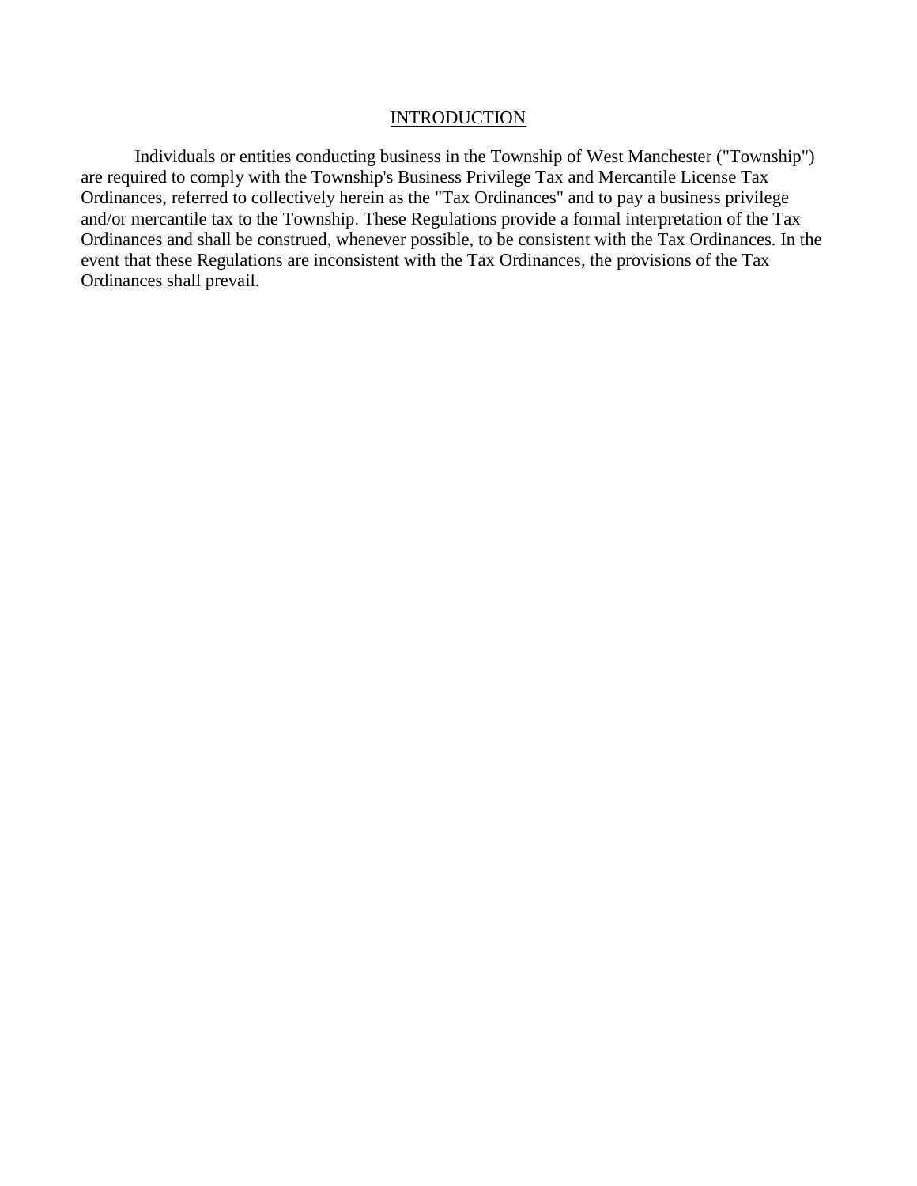## INTRODUCTION

Individuals or entities conducting business in the Township of West Manchester ("Township") are required to comply with the Township's Business Privilege Tax and Mercantile License Tax Ordinances, referred to collectively herein as the "Tax Ordinances" and to pay a business privilege and/or mercantile tax to the Township. These Regulations provide a formal interpretation of the Tax Ordinances and shall be construed, whenever possible, to be consistent with the Tax Ordinances. In the event that these Regulations are inconsistent with the Tax Ordinances, the provisions of the Tax Ordinances shall prevail.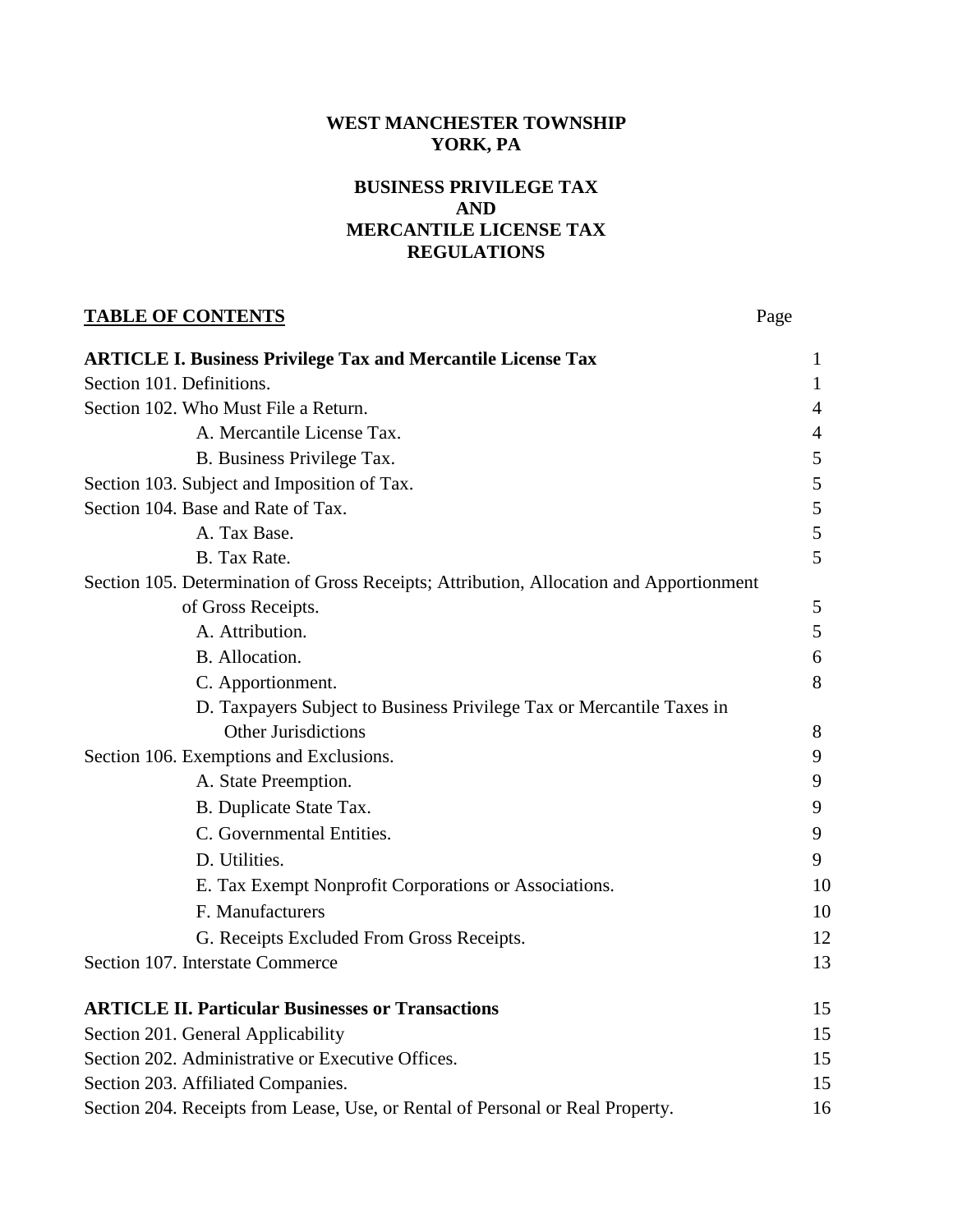**WEST MANCHESTER TOWNSHIP**
**YORK, PA**

**BUSINESS PRIVILEGE TAX**
**AND**
**MERCANTILE LICENSE TAX**
**REGULATIONS**

**TABLE OF CONTENTS**

| | Page |
|---|---|
| **ARTICLE I. Business Privilege Tax and Mercantile License Tax** | 1 |
| Section 101. Definitions. | 1 |
| Section 102. Who Must File a Return. | 4 |
| A. Mercantile License Tax. | 4 |
| B. Business Privilege Tax. | 5 |
| Section 103. Subject and Imposition of Tax. | 5 |
| Section 104. Base and Rate of Tax. | 5 |
| A. Tax Base. | 5 |
| B. Tax Rate. | 5 |
| Section 105. Determination of Gross Receipts; Attribution, Allocation and Apportionment of Gross Receipts. | 5 |
| A. Attribution. | 5 |
| B. Allocation. | 6 |
| C. Apportionment. | 8 |
| D. Taxpayers Subject to Business Privilege Tax or Mercantile Taxes in Other Jurisdictions | 8 |
| Section 106. Exemptions and Exclusions. | 9 |
| A. State Preemption. | 9 |
| B. Duplicate State Tax. | 9 |
| C. Governmental Entities. | 9 |
| D. Utilities. | 9 |
| E. Tax Exempt Nonprofit Corporations or Associations. | 10 |
| F. Manufacturers | 10 |
| G. Receipts Excluded From Gross Receipts. | 12 |
| Section 107. Interstate Commerce | 13 |
| **ARTICLE II. Particular Businesses or Transactions** | 15 |
| Section 201. General Applicability | 15 |
| Section 202. Administrative or Executive Offices. | 15 |
| Section 203. Affiliated Companies. | 15 |
| Section 204. Receipts from Lease, Use, or Rental of Personal or Real Property. | 16 |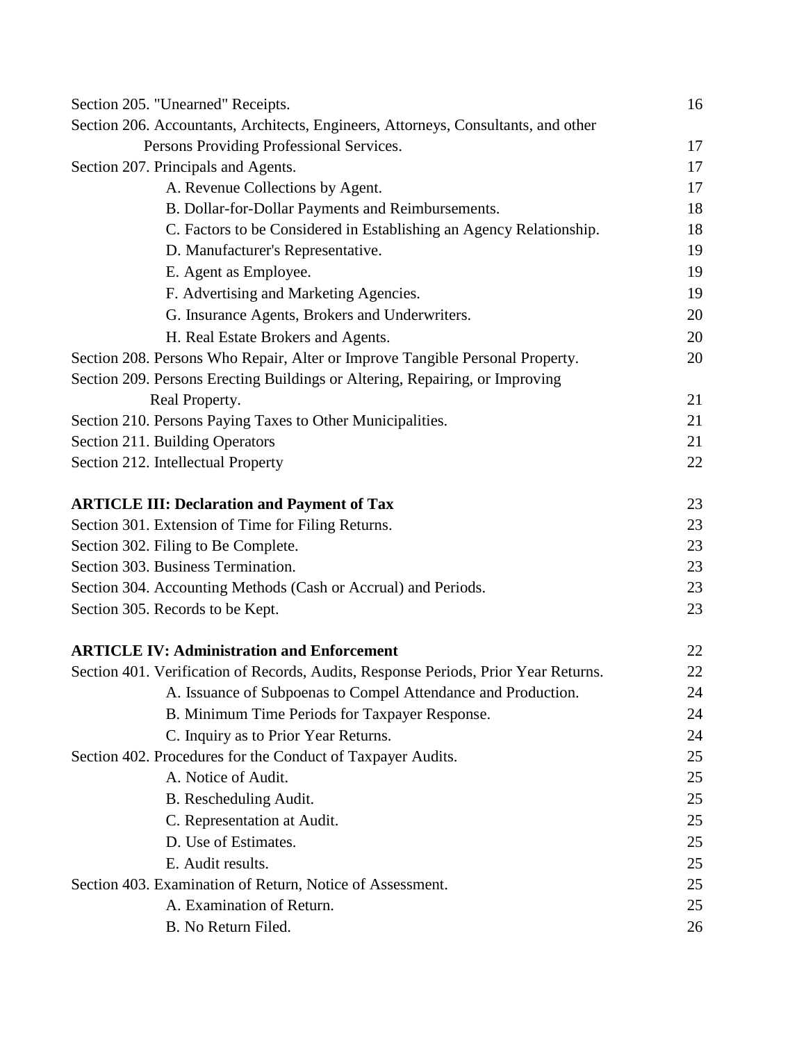| | |
|---|---|
| Section 205. "Unearned" Receipts. | 16 |
| Section 206. Accountants, Architects, Engineers, Attorneys, Consultants, and other Persons Providing Professional Services. | 17 |
| Section 207. Principals and Agents. | 17 |
| A. Revenue Collections by Agent. | 17 |
| B. Dollar-for-Dollar Payments and Reimbursements. | 18 |
| C. Factors to be Considered in Establishing an Agency Relationship. | 18 |
| D. Manufacturer's Representative. | 19 |
| E. Agent as Employee. | 19 |
| F. Advertising and Marketing Agencies. | 19 |
| G. Insurance Agents, Brokers and Underwriters. | 20 |
| H. Real Estate Brokers and Agents. | 20 |
| Section 208. Persons Who Repair, Alter or Improve Tangible Personal Property. | 20 |
| Section 209. Persons Erecting Buildings or Altering, Repairing, or Improving Real Property. | 21 |
| Section 210. Persons Paying Taxes to Other Municipalities. | 21 |
| Section 211. Building Operators | 21 |
| Section 212. Intellectual Property | 22 |
| **ARTICLE III: Declaration and Payment of Tax** | 23 |
| Section 301. Extension of Time for Filing Returns. | 23 |
| Section 302. Filing to Be Complete. | 23 |
| Section 303. Business Termination. | 23 |
| Section 304. Accounting Methods (Cash or Accrual) and Periods. | 23 |
| Section 305. Records to be Kept. | 23 |
| **ARTICLE IV: Administration and Enforcement** | 22 |
| Section 401. Verification of Records, Audits, Response Periods, Prior Year Returns. | 22 |
| A. Issuance of Subpoenas to Compel Attendance and Production. | 24 |
| B. Minimum Time Periods for Taxpayer Response. | 24 |
| C. Inquiry as to Prior Year Returns. | 24 |
| Section 402. Procedures for the Conduct of Taxpayer Audits. | 25 |
| A. Notice of Audit. | 25 |
| B. Rescheduling Audit. | 25 |
| C. Representation at Audit. | 25 |
| D. Use of Estimates. | 25 |
| E. Audit results. | 25 |
| Section 403. Examination of Return, Notice of Assessment. | 25 |
| A. Examination of Return. | 25 |
| B. No Return Filed. | 26 |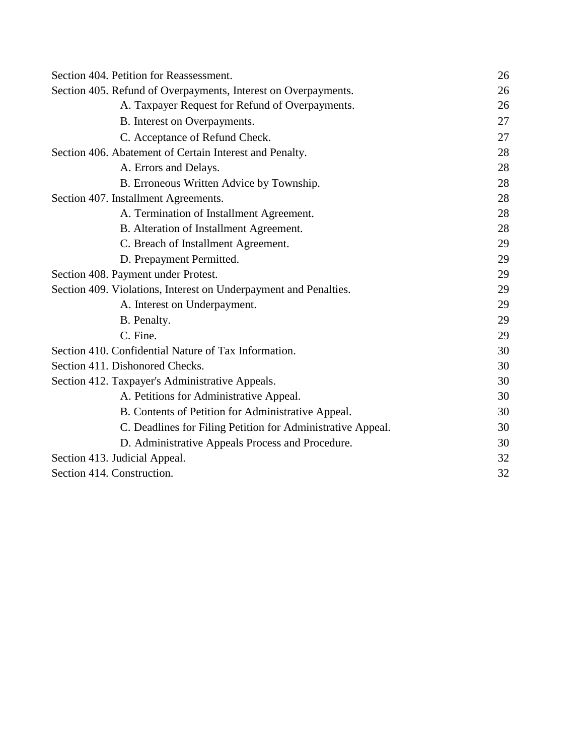| | |
|---|---|
| Section 404. Petition for Reassessment. | 26 |
| Section 405. Refund of Overpayments, Interest on Overpayments. | 26 |
| A. Taxpayer Request for Refund of Overpayments. | 26 |
| B. Interest on Overpayments. | 27 |
| C. Acceptance of Refund Check. | 27 |
| Section 406. Abatement of Certain Interest and Penalty. | 28 |
| A. Errors and Delays. | 28 |
| B. Erroneous Written Advice by Township. | 28 |
| Section 407. Installment Agreements. | 28 |
| A. Termination of Installment Agreement. | 28 |
| B. Alteration of Installment Agreement. | 28 |
| C. Breach of Installment Agreement. | 29 |
| D. Prepayment Permitted. | 29 |
| Section 408. Payment under Protest. | 29 |
| Section 409. Violations, Interest on Underpayment and Penalties. | 29 |
| A. Interest on Underpayment. | 29 |
| B. Penalty. | 29 |
| C. Fine. | 29 |
| Section 410. Confidential Nature of Tax Information. | 30 |
| Section 411. Dishonored Checks. | 30 |
| Section 412. Taxpayer's Administrative Appeals. | 30 |
| A. Petitions for Administrative Appeal. | 30 |
| B. Contents of Petition for Administrative Appeal. | 30 |
| C. Deadlines for Filing Petition for Administrative Appeal. | 30 |
| D. Administrative Appeals Process and Procedure. | 30 |
| Section 413. Judicial Appeal. | 32 |
| Section 414. Construction. | 32 |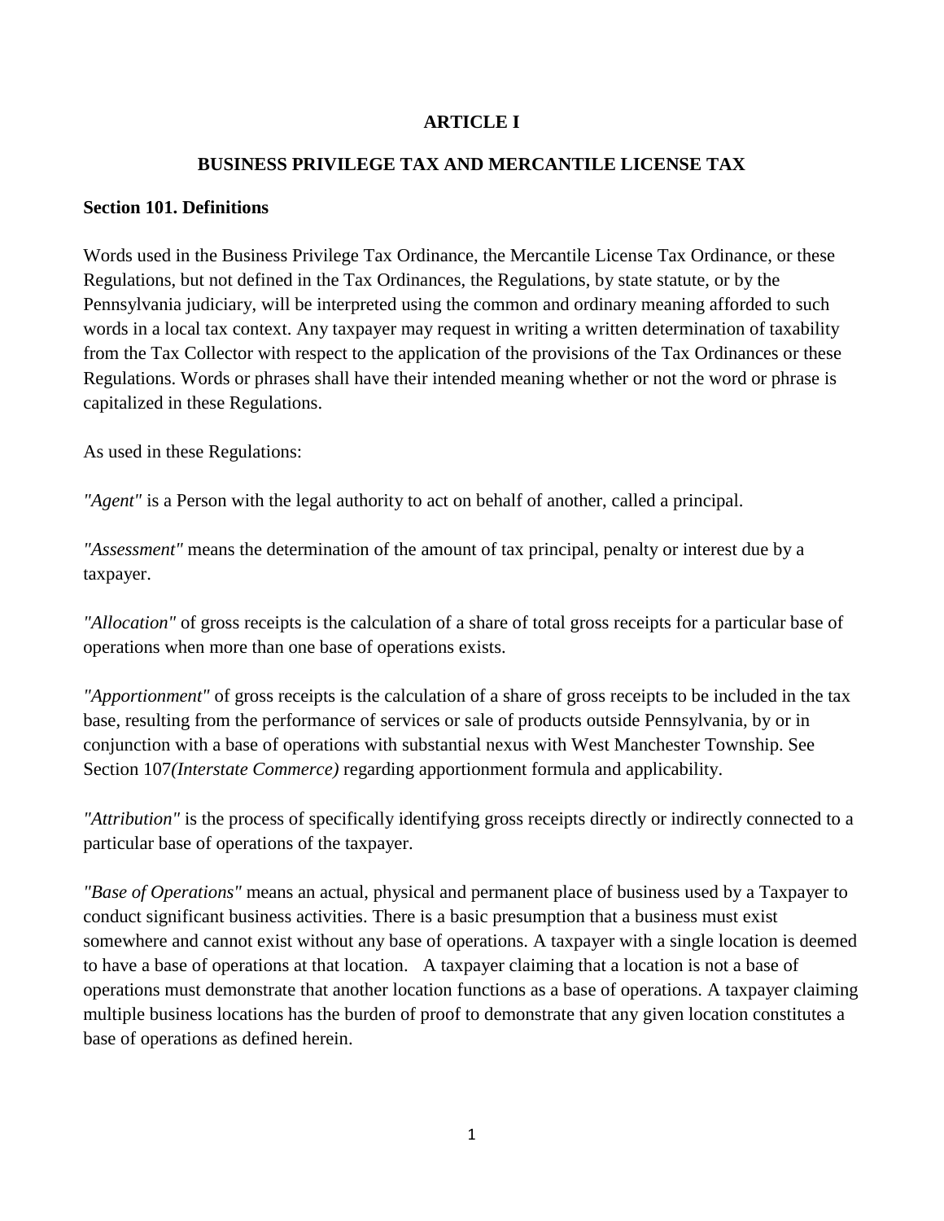# ARTICLE I

## BUSINESS PRIVILEGE TAX AND MERCANTILE LICENSE TAX

### Section 101. Definitions

Words used in the Business Privilege Tax Ordinance, the Mercantile License Tax Ordinance, or these Regulations, but not defined in the Tax Ordinances, the Regulations, by state statute, or by the Pennsylvania judiciary, will be interpreted using the common and ordinary meaning afforded to such words in a local tax context. Any taxpayer may request in writing a written determination of taxability from the Tax Collector with respect to the application of the provisions of the Tax Ordinances or these Regulations. Words or phrases shall have their intended meaning whether or not the word or phrase is capitalized in these Regulations.

As used in these Regulations:

*"Agent"* is a Person with the legal authority to act on behalf of another, called a principal.

*"Assessment"* means the determination of the amount of tax principal, penalty or interest due by a taxpayer.

*"Allocation"* of gross receipts is the calculation of a share of total gross receipts for a particular base of operations when more than one base of operations exists.

*"Apportionment"* of gross receipts is the calculation of a share of gross receipts to be included in the tax base, resulting from the performance of services or sale of products outside Pennsylvania, by or in conjunction with a base of operations with substantial nexus with West Manchester Township. See Section 107*(Interstate Commerce)* regarding apportionment formula and applicability.

*"Attribution"* is the process of specifically identifying gross receipts directly or indirectly connected to a particular base of operations of the taxpayer.

*"Base of Operations"* means an actual, physical and permanent place of business used by a Taxpayer to conduct significant business activities. There is a basic presumption that a business must exist somewhere and cannot exist without any base of operations. A taxpayer with a single location is deemed to have a base of operations at that location. A taxpayer claiming that a location is not a base of operations must demonstrate that another location functions as a base of operations. A taxpayer claiming multiple business locations has the burden of proof to demonstrate that any given location constitutes a base of operations as defined herein.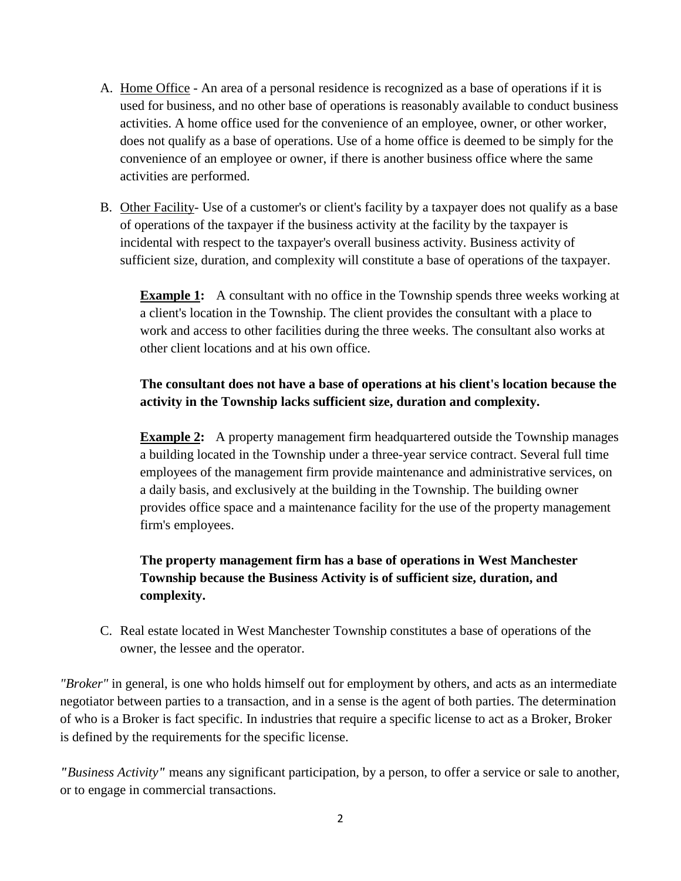A. Home Office - An area of a personal residence is recognized as a base of operations if it is used for business, and no other base of operations is reasonably available to conduct business activities. A home office used for the convenience of an employee, owner, or other worker, does not qualify as a base of operations. Use of a home office is deemed to be simply for the convenience of an employee or owner, if there is another business office where the same activities are performed.

B. Other Facility- Use of a customer's or client's facility by a taxpayer does not qualify as a base of operations of the taxpayer if the business activity at the facility by the taxpayer is incidental with respect to the taxpayer's overall business activity. Business activity of sufficient size, duration, and complexity will constitute a base of operations of the taxpayer.

 **Example 1:** A consultant with no office in the Township spends three weeks working at a client's location in the Township. The client provides the consultant with a place to work and access to other facilities during the three weeks. The consultant also works at other client locations and at his own office.

 **The consultant does not have a base of operations at his client's location because the activity in the Township lacks sufficient size, duration and complexity.**

 **Example 2:** A property management firm headquartered outside the Township manages a building located in the Township under a three-year service contract. Several full time employees of the management firm provide maintenance and administrative services, on a daily basis, and exclusively at the building in the Township. The building owner provides office space and a maintenance facility for the use of the property management firm's employees.

 **The property management firm has a base of operations in West Manchester Township because the Business Activity is of sufficient size, duration, and complexity.**

C. Real estate located in West Manchester Township constitutes a base of operations of the owner, the lessee and the operator.

*"Broker"* in general, is one who holds himself out for employment by others, and acts as an intermediate negotiator between parties to a transaction, and in a sense is the agent of both parties. The determination of who is a Broker is fact specific. In industries that require a specific license to act as a Broker, Broker is defined by the requirements for the specific license.

*"Business Activity"* means any significant participation, by a person, to offer a service or sale to another, or to engage in commercial transactions.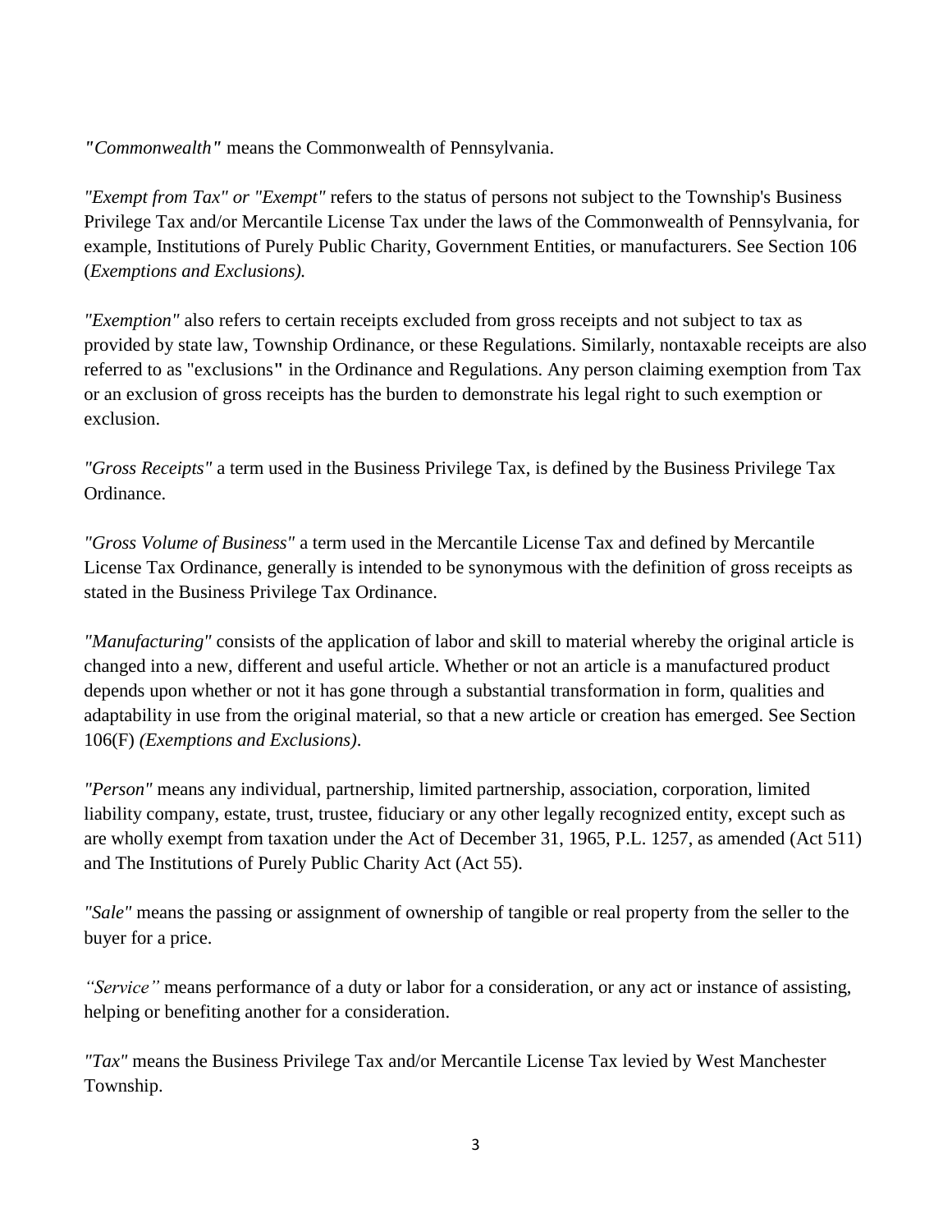*"Commonwealth"* means the Commonwealth of Pennsylvania.

*"Exempt from Tax" or "Exempt"* refers to the status of persons not subject to the Township's Business Privilege Tax and/or Mercantile License Tax under the laws of the Commonwealth of Pennsylvania, for example, Institutions of Purely Public Charity, Government Entities, or manufacturers. See Section 106 (*Exemptions and Exclusions).*

*"Exemption"* also refers to certain receipts excluded from gross receipts and not subject to tax as provided by state law, Township Ordinance, or these Regulations. Similarly, nontaxable receipts are also referred to as "exclusions" in the Ordinance and Regulations. Any person claiming exemption from Tax or an exclusion of gross receipts has the burden to demonstrate his legal right to such exemption or exclusion.

*"Gross Receipts"* a term used in the Business Privilege Tax, is defined by the Business Privilege Tax Ordinance.

*"Gross Volume of Business"* a term used in the Mercantile License Tax and defined by Mercantile License Tax Ordinance, generally is intended to be synonymous with the definition of gross receipts as stated in the Business Privilege Tax Ordinance.

*"Manufacturing"* consists of the application of labor and skill to material whereby the original article is changed into a new, different and useful article. Whether or not an article is a manufactured product depends upon whether or not it has gone through a substantial transformation in form, qualities and adaptability in use from the original material, so that a new article or creation has emerged. See Section 106(F) *(Exemptions and Exclusions)*.

*"Person"* means any individual, partnership, limited partnership, association, corporation, limited liability company, estate, trust, trustee, fiduciary or any other legally recognized entity, except such as are wholly exempt from taxation under the Act of December 31, 1965, P.L. 1257, as amended (Act 511) and The Institutions of Purely Public Charity Act (Act 55).

*"Sale"* means the passing or assignment of ownership of tangible or real property from the seller to the buyer for a price.

*"Service"* means performance of a duty or labor for a consideration, or any act or instance of assisting, helping or benefiting another for a consideration.

*"Tax"* means the Business Privilege Tax and/or Mercantile License Tax levied by West Manchester Township.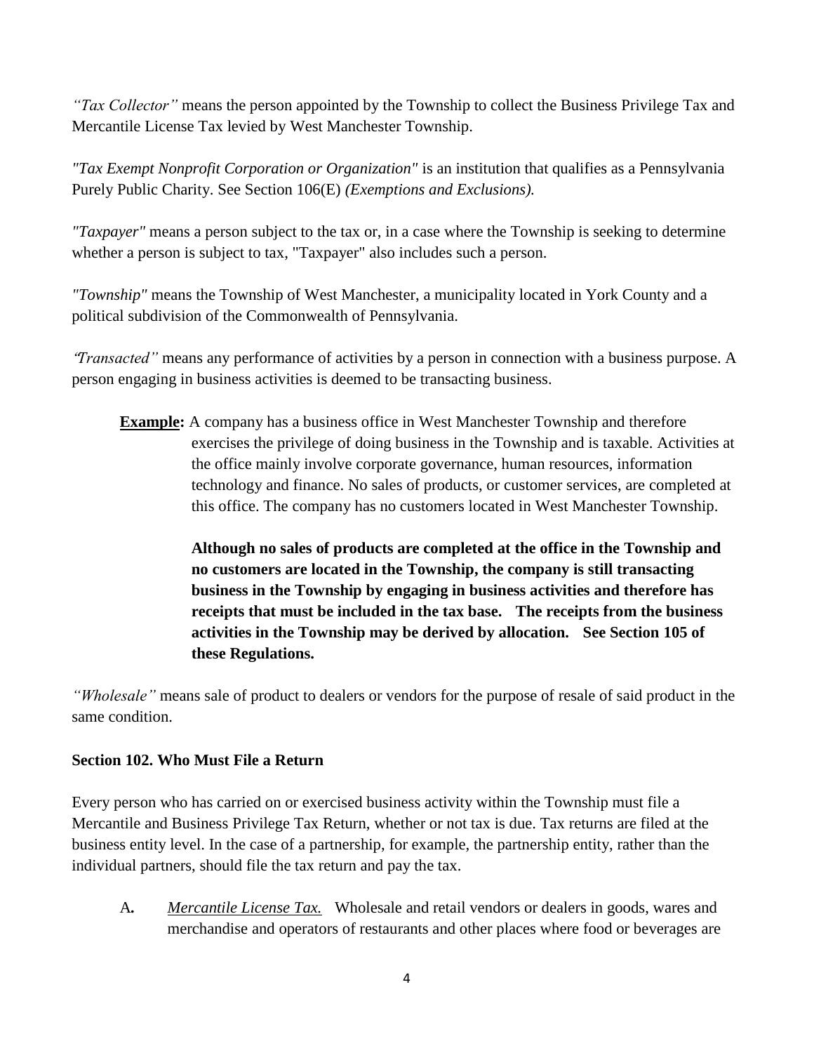*"Tax Collector"* means the person appointed by the Township to collect the Business Privilege Tax and Mercantile License Tax levied by West Manchester Township.

*"Tax Exempt Nonprofit Corporation or Organization"* is an institution that qualifies as a Pennsylvania Purely Public Charity. See Section 106(E) *(Exemptions and Exclusions).*

*"Taxpayer"* means a person subject to the tax or, in a case where the Township is seeking to determine whether a person is subject to tax, "Taxpayer" also includes such a person.

*"Township"* means the Township of West Manchester, a municipality located in York County and a political subdivision of the Commonwealth of Pennsylvania.

*"Transacted"* means any performance of activities by a person in connection with a business purpose. A person engaging in business activities is deemed to be transacting business.

> **Example:** A company has a business office in West Manchester Township and therefore exercises the privilege of doing business in the Township and is taxable. Activities at the office mainly involve corporate governance, human resources, information technology and finance. No sales of products, or customer services, are completed at this office. The company has no customers located in West Manchester Township.
>
> **Although no sales of products are completed at the office in the Township and no customers are located in the Township, the company is still transacting business in the Township by engaging in business activities and therefore has receipts that must be included in the tax base. The receipts from the business activities in the Township may be derived by allocation. See Section 105 of these Regulations.**

*"Wholesale"* means sale of product to dealers or vendors for the purpose of resale of said product in the same condition.

### Section 102. Who Must File a Return

Every person who has carried on or exercised business activity within the Township must file a Mercantile and Business Privilege Tax Return, whether or not tax is due. Tax returns are filed at the business entity level. In the case of a partnership, for example, the partnership entity, rather than the individual partners, should file the tax return and pay the tax.

A. *Mercantile License Tax.* Wholesale and retail vendors or dealers in goods, wares and merchandise and operators of restaurants and other places where food or beverages are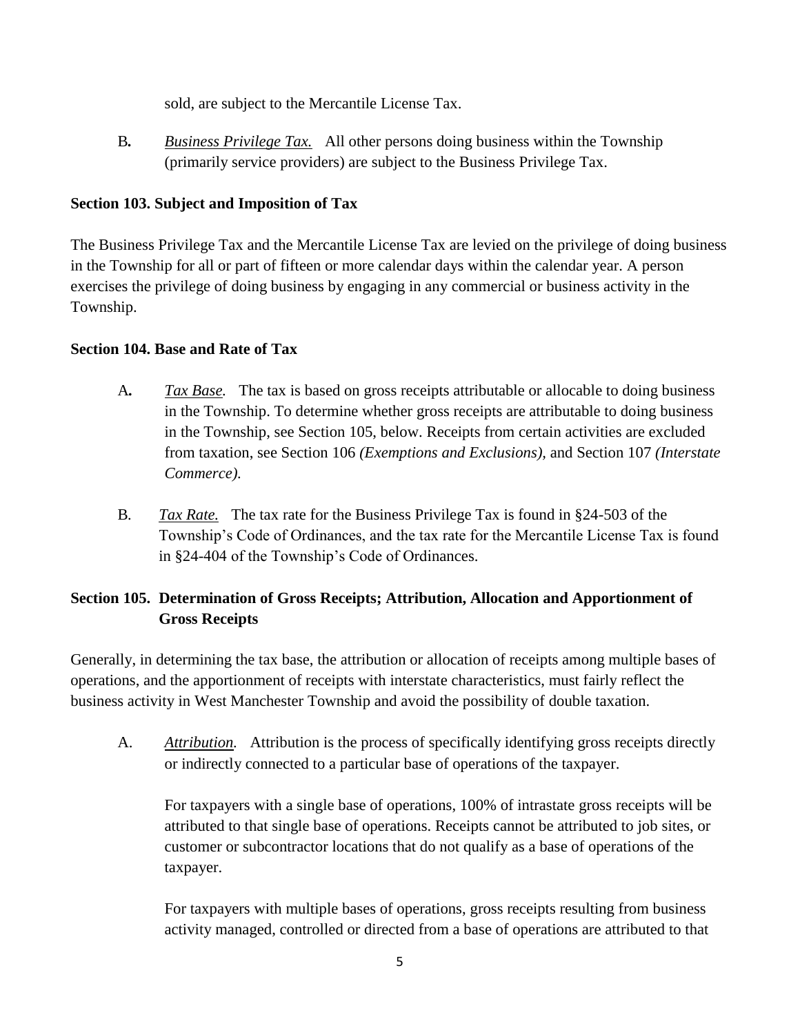sold, are subject to the Mercantile License Tax.

B. *Business Privilege Tax.* All other persons doing business within the Township (primarily service providers) are subject to the Business Privilege Tax.

**Section 103. Subject and Imposition of Tax**

The Business Privilege Tax and the Mercantile License Tax are levied on the privilege of doing business in the Township for all or part of fifteen or more calendar days within the calendar year. A person exercises the privilege of doing business by engaging in any commercial or business activity in the Township.

**Section 104. Base and Rate of Tax**

A. *Tax Base.* The tax is based on gross receipts attributable or allocable to doing business in the Township. To determine whether gross receipts are attributable to doing business in the Township, see Section 105, below. Receipts from certain activities are excluded from taxation, see Section 106 *(Exemptions and Exclusions),* and Section 107 *(Interstate Commerce).*

B. *Tax Rate.* The tax rate for the Business Privilege Tax is found in §24-503 of the Township's Code of Ordinances, and the tax rate for the Mercantile License Tax is found in §24-404 of the Township's Code of Ordinances.

**Section 105. Determination of Gross Receipts; Attribution, Allocation and Apportionment of Gross Receipts**

Generally, in determining the tax base, the attribution or allocation of receipts among multiple bases of operations, and the apportionment of receipts with interstate characteristics, must fairly reflect the business activity in West Manchester Township and avoid the possibility of double taxation.

A. *Attribution.* Attribution is the process of specifically identifying gross receipts directly or indirectly connected to a particular base of operations of the taxpayer.

For taxpayers with a single base of operations, 100% of intrastate gross receipts will be attributed to that single base of operations. Receipts cannot be attributed to job sites, or customer or subcontractor locations that do not qualify as a base of operations of the taxpayer.

For taxpayers with multiple bases of operations, gross receipts resulting from business activity managed, controlled or directed from a base of operations are attributed to that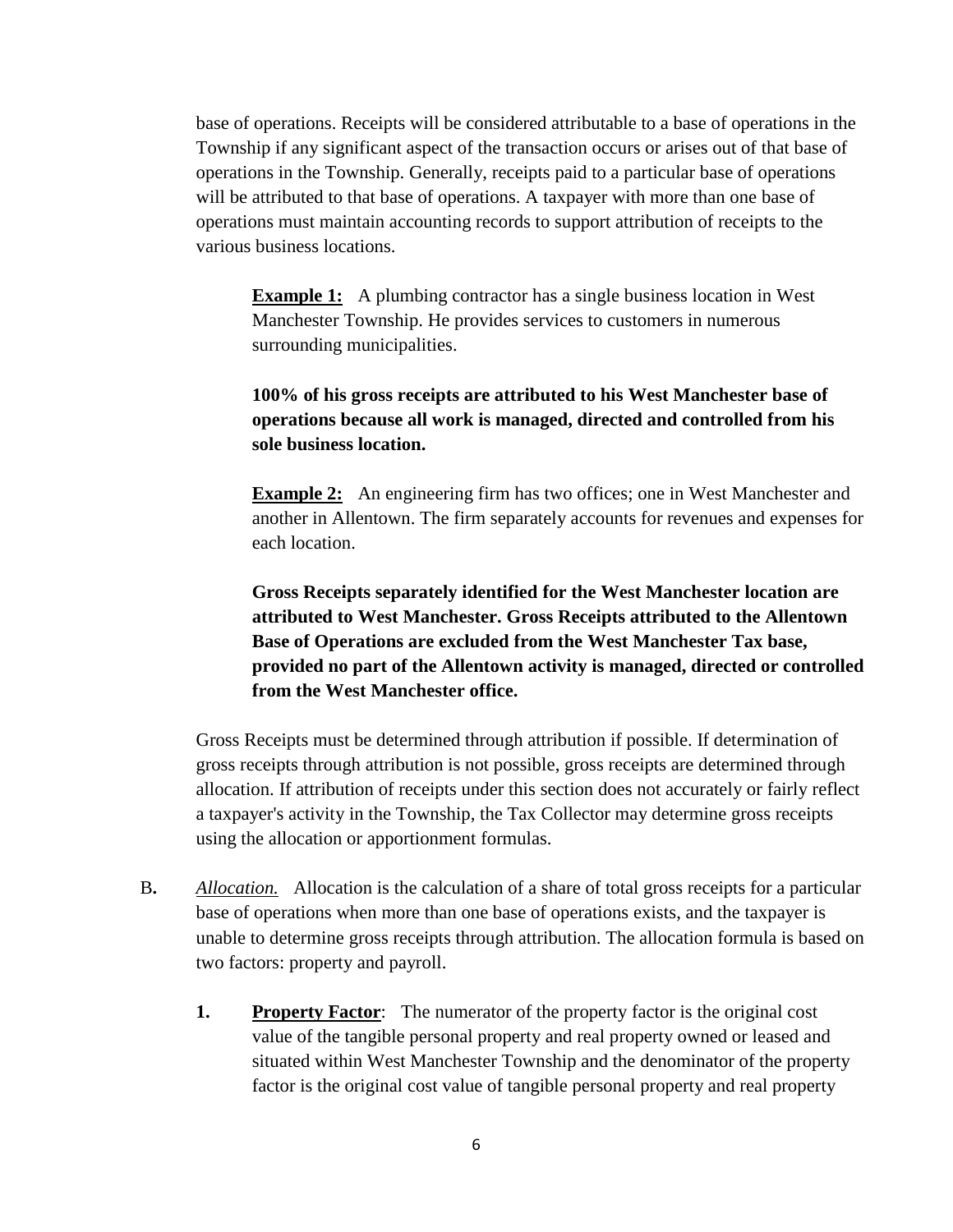base of operations. Receipts will be considered attributable to a base of operations in the Township if any significant aspect of the transaction occurs or arises out of that base of operations in the Township. Generally, receipts paid to a particular base of operations will be attributed to that base of operations. A taxpayer with more than one base of operations must maintain accounting records to support attribution of receipts to the various business locations.

> **<u>Example 1:</u>** A plumbing contractor has a single business location in West Manchester Township. He provides services to customers in numerous surrounding municipalities.
>
> **100% of his gross receipts are attributed to his West Manchester base of operations because all work is managed, directed and controlled from his sole business location.**
>
> **<u>Example 2:</u>** An engineering firm has two offices; one in West Manchester and another in Allentown. The firm separately accounts for revenues and expenses for each location.
>
> **Gross Receipts separately identified for the West Manchester location are attributed to West Manchester. Gross Receipts attributed to the Allentown Base of Operations are excluded from the West Manchester Tax base, provided no part of the Allentown activity is managed, directed or controlled from the West Manchester office.**

Gross Receipts must be determined through attribution if possible. If determination of gross receipts through attribution is not possible, gross receipts are determined through allocation. If attribution of receipts under this section does not accurately or fairly reflect a taxpayer's activity in the Township, the Tax Collector may determine gross receipts using the allocation or apportionment formulas.

**B.** *<u>Allocation.</u>* Allocation is the calculation of a share of total gross receipts for a particular base of operations when more than one base of operations exists, and the taxpayer is unable to determine gross receipts through attribution. The allocation formula is based on two factors: property and payroll.

1. **<u>Property Factor</u>**: The numerator of the property factor is the original cost value of the tangible personal property and real property owned or leased and situated within West Manchester Township and the denominator of the property factor is the original cost value of tangible personal property and real property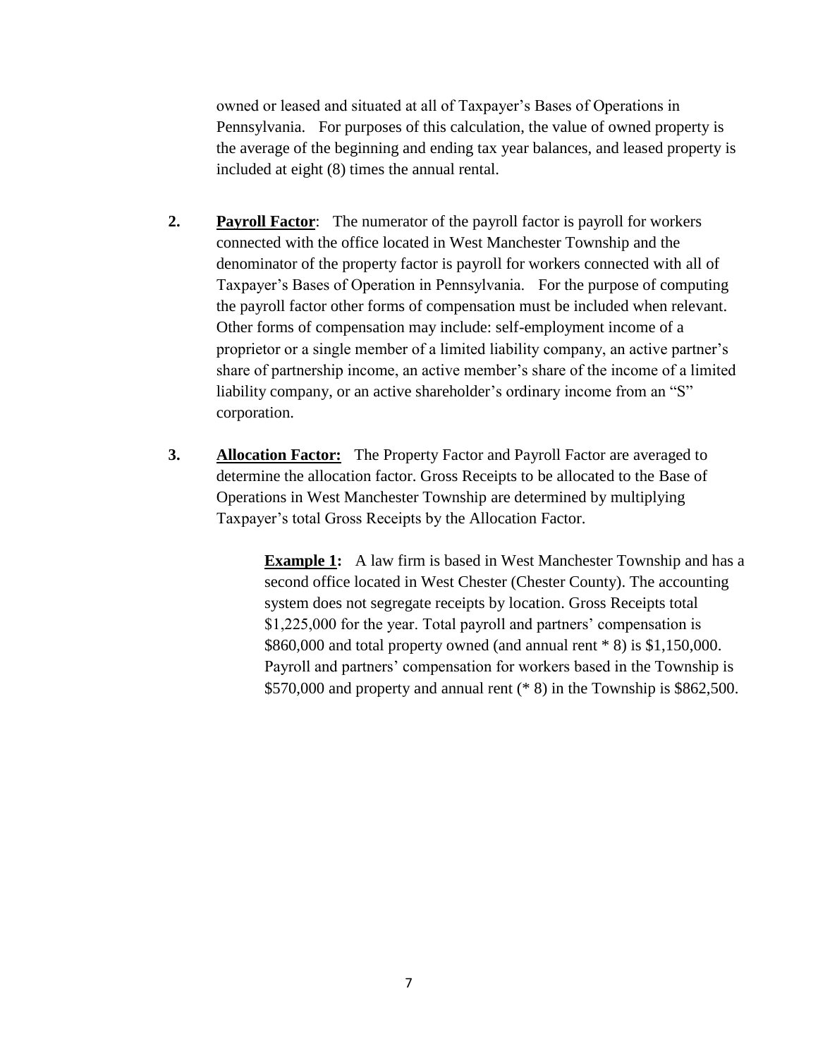owned or leased and situated at all of Taxpayer's Bases of Operations in Pennsylvania. For purposes of this calculation, the value of owned property is the average of the beginning and ending tax year balances, and leased property is included at eight (8) times the annual rental.

2. **Payroll Factor**: The numerator of the payroll factor is payroll for workers connected with the office located in West Manchester Township and the denominator of the property factor is payroll for workers connected with all of Taxpayer's Bases of Operation in Pennsylvania. For the purpose of computing the payroll factor other forms of compensation must be included when relevant. Other forms of compensation may include: self-employment income of a proprietor or a single member of a limited liability company, an active partner's share of partnership income, an active member's share of the income of a limited liability company, or an active shareholder's ordinary income from an "S" corporation.

3. **Allocation Factor:** The Property Factor and Payroll Factor are averaged to determine the allocation factor. Gross Receipts to be allocated to the Base of Operations in West Manchester Township are determined by multiplying Taxpayer's total Gross Receipts by the Allocation Factor.

   **Example 1:** A law firm is based in West Manchester Township and has a second office located in West Chester (Chester County). The accounting system does not segregate receipts by location. Gross Receipts total $1,225,000 for the year. Total payroll and partners' compensation is $860,000 and total property owned (and annual rent * 8) is $1,150,000. Payroll and partners' compensation for workers based in the Township is $570,000 and property and annual rent (* 8) in the Township is $862,500.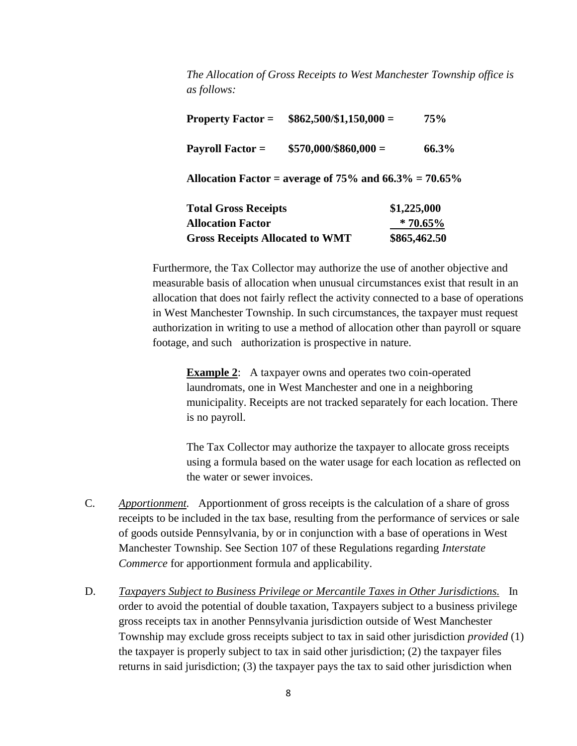*The Allocation of Gross Receipts to West Manchester Township office is as follows:*

| | | |
|---|---|---|
| **Property Factor =** | **$862,500/$1,150,000 =** | **75%** |
| **Payroll Factor =** | **$570,000/$860,000 =** | **66.3%** |

**Allocation Factor = average of 75% and 66.3% = 70.65%**

| | |
|---|---|
| **Total Gross Receipts** | **$1,225,000** |
| **Allocation Factor** | **\* 70.65%** |
| **Gross Receipts Allocated to WMT** | **$865,462.50** |

Furthermore, the Tax Collector may authorize the use of another objective and measurable basis of allocation when unusual circumstances exist that result in an allocation that does not fairly reflect the activity connected to a base of operations in West Manchester Township. In such circumstances, the taxpayer must request authorization in writing to use a method of allocation other than payroll or square footage, and such authorization is prospective in nature.

**Example 2**: A taxpayer owns and operates two coin-operated laundromats, one in West Manchester and one in a neighboring municipality. Receipts are not tracked separately for each location. There is no payroll.

The Tax Collector may authorize the taxpayer to allocate gross receipts using a formula based on the water usage for each location as reflected on the water or sewer invoices.

C. *Apportionment.* Apportionment of gross receipts is the calculation of a share of gross receipts to be included in the tax base, resulting from the performance of services or sale of goods outside Pennsylvania, by or in conjunction with a base of operations in West Manchester Township. See Section 107 of these Regulations regarding *Interstate Commerce* for apportionment formula and applicability.

D. *Taxpayers Subject to Business Privilege or Mercantile Taxes in Other Jurisdictions.* In order to avoid the potential of double taxation, Taxpayers subject to a business privilege gross receipts tax in another Pennsylvania jurisdiction outside of West Manchester Township may exclude gross receipts subject to tax in said other jurisdiction *provided* (1) the taxpayer is properly subject to tax in said other jurisdiction; (2) the taxpayer files returns in said jurisdiction; (3) the taxpayer pays the tax to said other jurisdiction when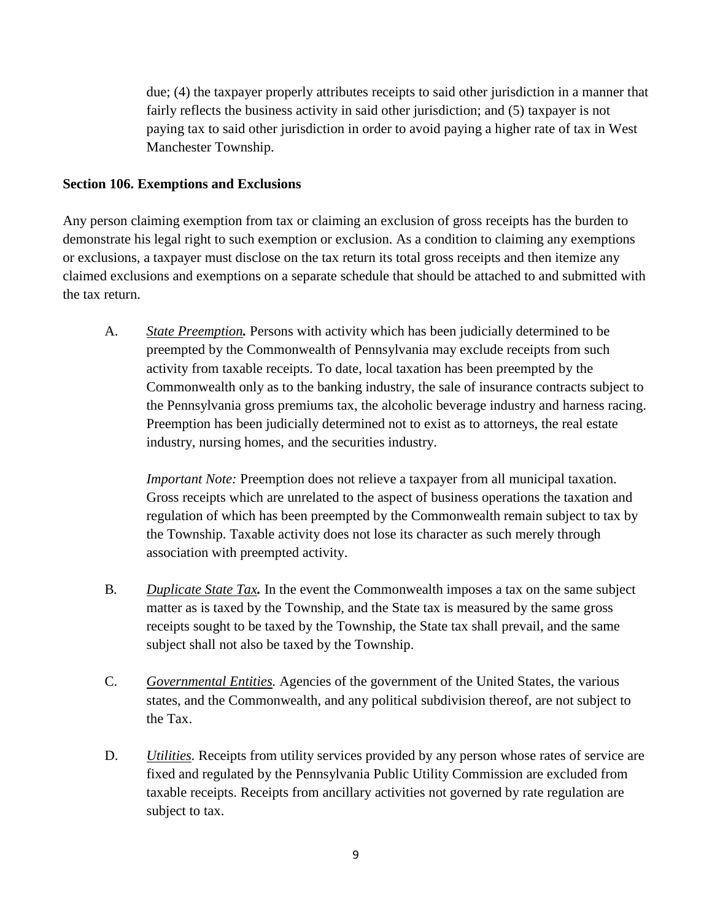due; (4) the taxpayer properly attributes receipts to said other jurisdiction in a manner that fairly reflects the business activity in said other jurisdiction; and (5) taxpayer is not paying tax to said other jurisdiction in order to avoid paying a higher rate of tax in West Manchester Township.

**Section 106. Exemptions and Exclusions**

Any person claiming exemption from tax or claiming an exclusion of gross receipts has the burden to demonstrate his legal right to such exemption or exclusion. As a condition to claiming any exemptions or exclusions, a taxpayer must disclose on the tax return its total gross receipts and then itemize any claimed exclusions and exemptions on a separate schedule that should be attached to and submitted with the tax return.

A. ***State Preemption.*** Persons with activity which has been judicially determined to be preempted by the Commonwealth of Pennsylvania may exclude receipts from such activity from taxable receipts. To date, local taxation has been preempted by the Commonwealth only as to the banking industry, the sale of insurance contracts subject to the Pennsylvania gross premiums tax, the alcoholic beverage industry and harness racing. Preemption has been judicially determined not to exist as to attorneys, the real estate industry, nursing homes, and the securities industry.

   *Important Note:* Preemption does not relieve a taxpayer from all municipal taxation. Gross receipts which are unrelated to the aspect of business operations the taxation and regulation of which has been preempted by the Commonwealth remain subject to tax by the Township. Taxable activity does not lose its character as such merely through association with preempted activity.

B. ***Duplicate State Tax.*** In the event the Commonwealth imposes a tax on the same subject matter as is taxed by the Township, and the State tax is measured by the same gross receipts sought to be taxed by the Township, the State tax shall prevail, and the same subject shall not also be taxed by the Township.

C. *Governmental Entities.* Agencies of the government of the United States, the various states, and the Commonwealth, and any political subdivision thereof, are not subject to the Tax.

D. *Utilities.* Receipts from utility services provided by any person whose rates of service are fixed and regulated by the Pennsylvania Public Utility Commission are excluded from taxable receipts. Receipts from ancillary activities not governed by rate regulation are subject to tax.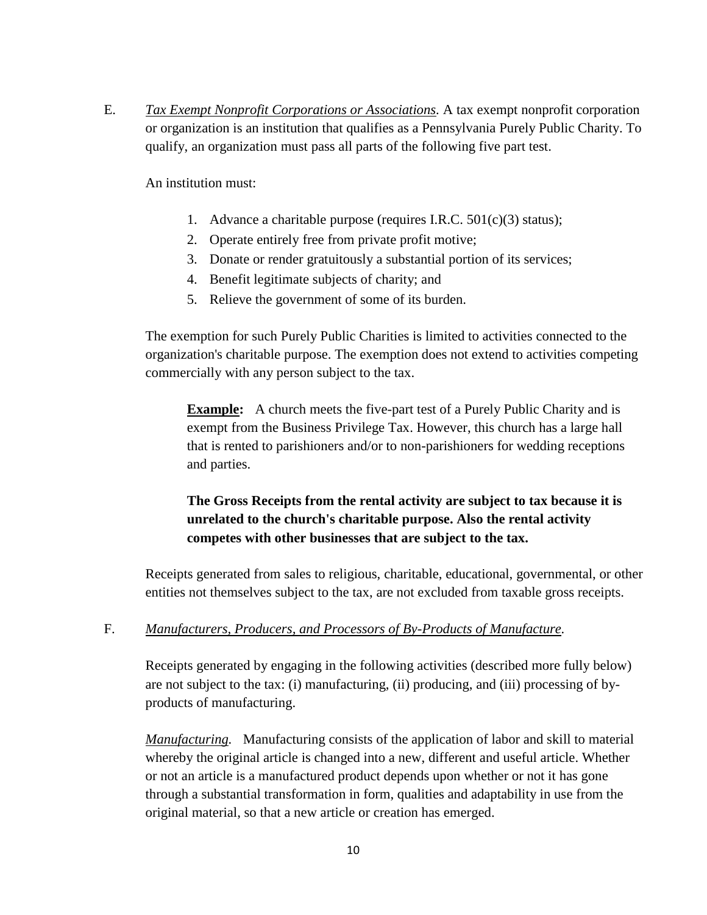E. *Tax Exempt Nonprofit Corporations or Associations*. A tax exempt nonprofit corporation or organization is an institution that qualifies as a Pennsylvania Purely Public Charity. To qualify, an organization must pass all parts of the following five part test.

An institution must:

1. Advance a charitable purpose (requires I.R.C. 501(c)(3) status);
2. Operate entirely free from private profit motive;
3. Donate or render gratuitously a substantial portion of its services;
4. Benefit legitimate subjects of charity; and
5. Relieve the government of some of its burden.

The exemption for such Purely Public Charities is limited to activities connected to the organization's charitable purpose. The exemption does not extend to activities competing commercially with any person subject to the tax.

> **Example:** A church meets the five-part test of a Purely Public Charity and is exempt from the Business Privilege Tax. However, this church has a large hall that is rented to parishioners and/or to non-parishioners for wedding receptions and parties.
>
> **The Gross Receipts from the rental activity are subject to tax because it is unrelated to the church's charitable purpose. Also the rental activity competes with other businesses that are subject to the tax.**

Receipts generated from sales to religious, charitable, educational, governmental, or other entities not themselves subject to the tax, are not excluded from taxable gross receipts.

F. *Manufacturers, Producers, and Processors of By-Products of Manufacture*.

Receipts generated by engaging in the following activities (described more fully below) are not subject to the tax: (i) manufacturing, (ii) producing, and (iii) processing of by-products of manufacturing.

*Manufacturing.* Manufacturing consists of the application of labor and skill to material whereby the original article is changed into a new, different and useful article. Whether or not an article is a manufactured product depends upon whether or not it has gone through a substantial transformation in form, qualities and adaptability in use from the original material, so that a new article or creation has emerged.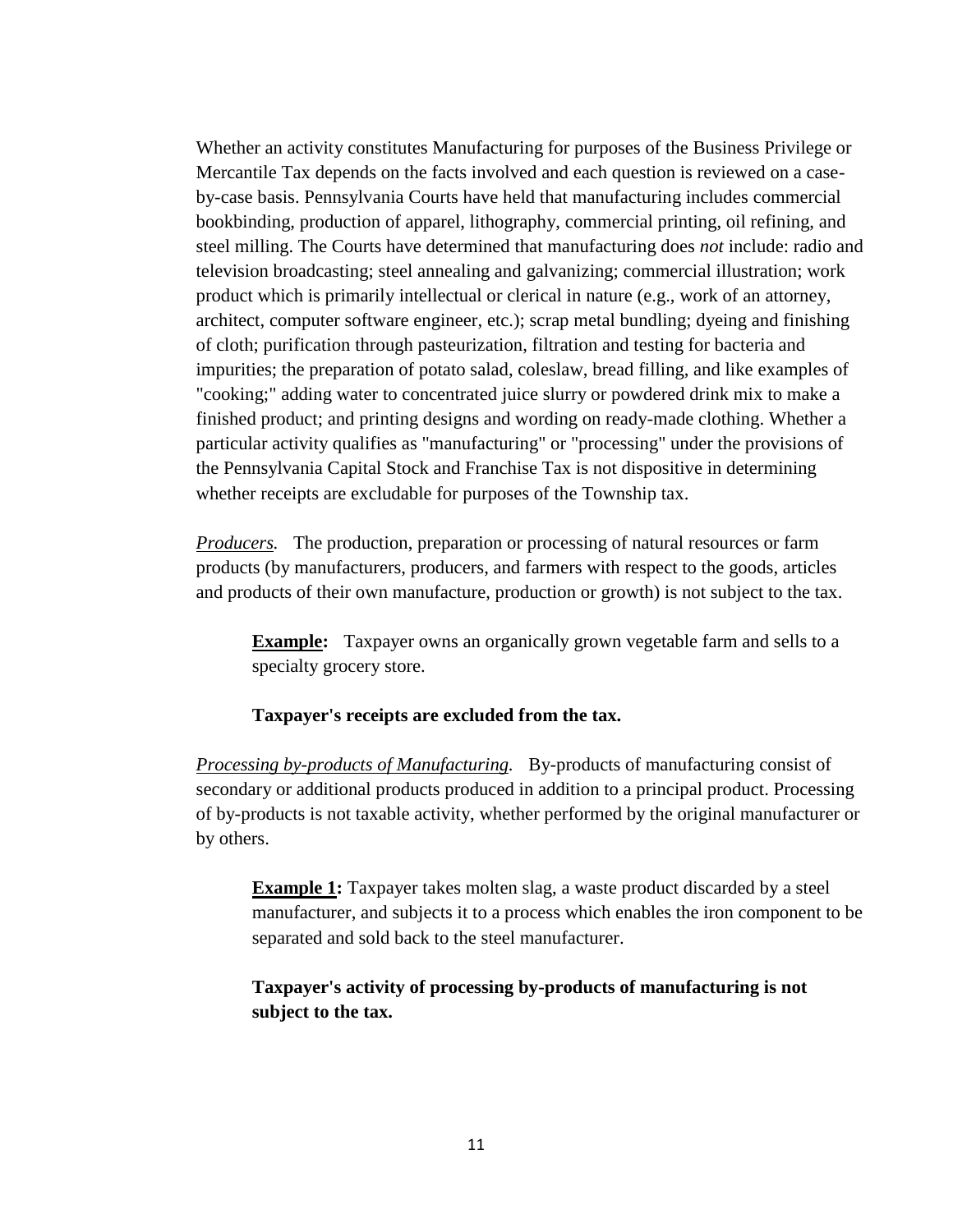Whether an activity constitutes Manufacturing for purposes of the Business Privilege or Mercantile Tax depends on the facts involved and each question is reviewed on a case-by-case basis. Pennsylvania Courts have held that manufacturing includes commercial bookbinding, production of apparel, lithography, commercial printing, oil refining, and steel milling. The Courts have determined that manufacturing does *not* include: radio and television broadcasting; steel annealing and galvanizing; commercial illustration; work product which is primarily intellectual or clerical in nature (e.g., work of an attorney, architect, computer software engineer, etc.); scrap metal bundling; dyeing and finishing of cloth; purification through pasteurization, filtration and testing for bacteria and impurities; the preparation of potato salad, coleslaw, bread filling, and like examples of "cooking;" adding water to concentrated juice slurry or powdered drink mix to make a finished product; and printing designs and wording on ready-made clothing. Whether a particular activity qualifies as "manufacturing" or "processing" under the provisions of the Pennsylvania Capital Stock and Franchise Tax is not dispositive in determining whether receipts are excludable for purposes of the Township tax.

*Producers.* The production, preparation or processing of natural resources or farm products (by manufacturers, producers, and farmers with respect to the goods, articles and products of their own manufacture, production or growth) is not subject to the tax.

> **Example:** Taxpayer owns an organically grown vegetable farm and sells to a specialty grocery store.
>
> **Taxpayer's receipts are excluded from the tax.**

*Processing by-products of Manufacturing.* By-products of manufacturing consist of secondary or additional products produced in addition to a principal product. Processing of by-products is not taxable activity, whether performed by the original manufacturer or by others.

> **Example 1:** Taxpayer takes molten slag, a waste product discarded by a steel manufacturer, and subjects it to a process which enables the iron component to be separated and sold back to the steel manufacturer.
>
> **Taxpayer's activity of processing by-products of manufacturing is not subject to the tax.**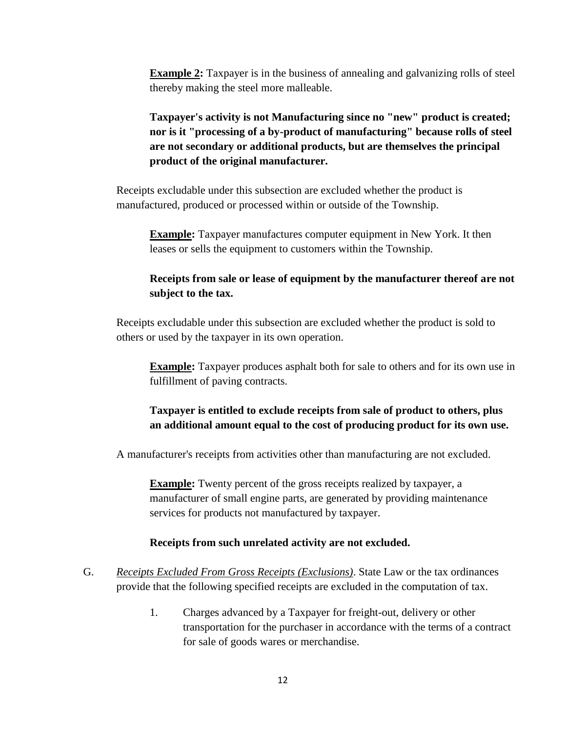**Example 2:** Taxpayer is in the business of annealing and galvanizing rolls of steel thereby making the steel more malleable.

**Taxpayer's activity is not Manufacturing since no "new" product is created; nor is it "processing of a by-product of manufacturing" because rolls of steel are not secondary or additional products, but are themselves the principal product of the original manufacturer.**

Receipts excludable under this subsection are excluded whether the product is manufactured, produced or processed within or outside of the Township.

**Example:** Taxpayer manufactures computer equipment in New York. It then leases or sells the equipment to customers within the Township.

**Receipts from sale or lease of equipment by the manufacturer thereof are not subject to the tax.**

Receipts excludable under this subsection are excluded whether the product is sold to others or used by the taxpayer in its own operation.

**Example:** Taxpayer produces asphalt both for sale to others and for its own use in fulfillment of paving contracts.

**Taxpayer is entitled to exclude receipts from sale of product to others, plus an additional amount equal to the cost of producing product for its own use.**

A manufacturer's receipts from activities other than manufacturing are not excluded.

**Example:** Twenty percent of the gross receipts realized by taxpayer, a manufacturer of small engine parts, are generated by providing maintenance services for products not manufactured by taxpayer.

**Receipts from such unrelated activity are not excluded.**

G. *Receipts Excluded From Gross Receipts (Exclusions)*. State Law or the tax ordinances provide that the following specified receipts are excluded in the computation of tax.

1. Charges advanced by a Taxpayer for freight-out, delivery or other transportation for the purchaser in accordance with the terms of a contract for sale of goods wares or merchandise.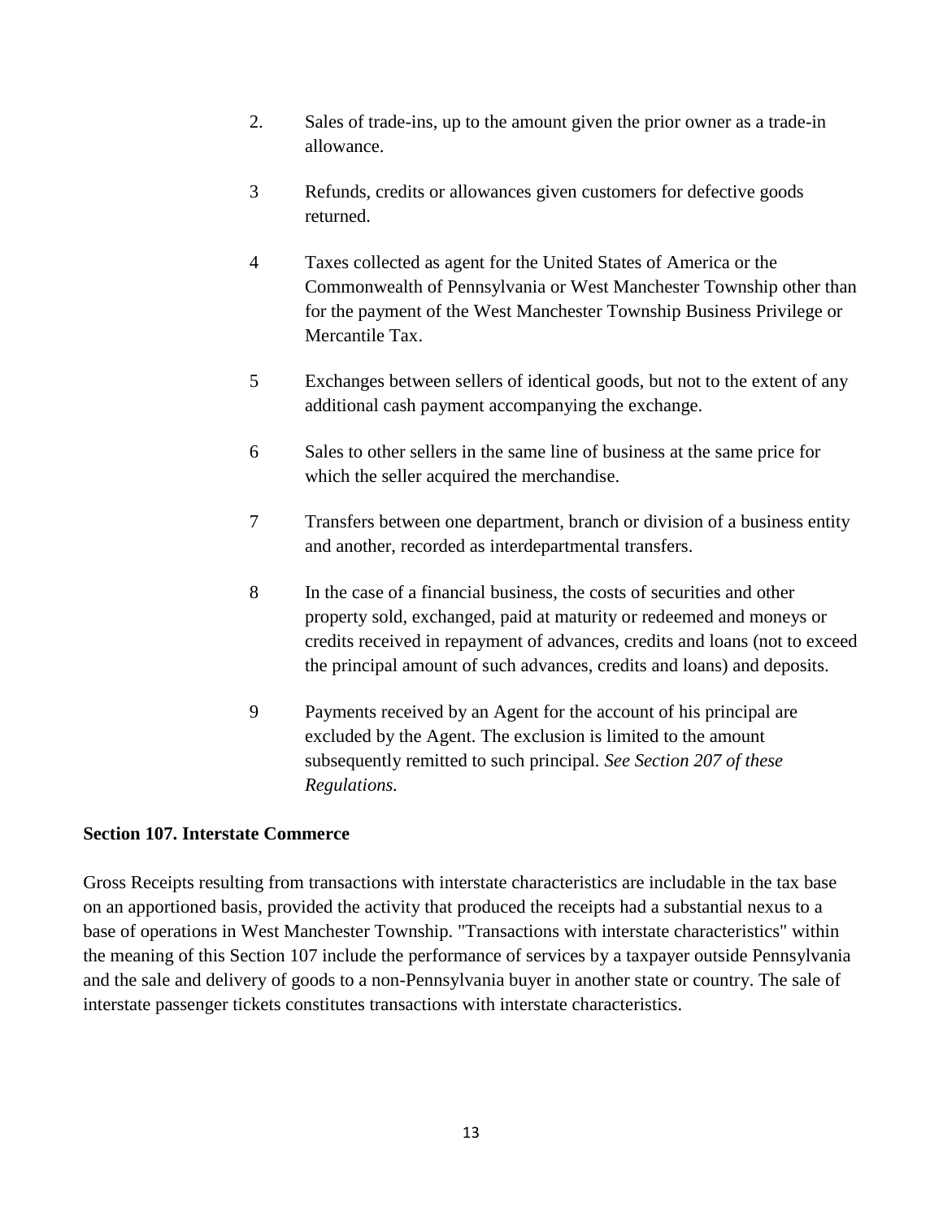2. Sales of trade-ins, up to the amount given the prior owner as a trade-in allowance.

3 Refunds, credits or allowances given customers for defective goods returned.

4 Taxes collected as agent for the United States of America or the Commonwealth of Pennsylvania or West Manchester Township other than for the payment of the West Manchester Township Business Privilege or Mercantile Tax.

5 Exchanges between sellers of identical goods, but not to the extent of any additional cash payment accompanying the exchange.

6 Sales to other sellers in the same line of business at the same price for which the seller acquired the merchandise.

7 Transfers between one department, branch or division of a business entity and another, recorded as interdepartmental transfers.

8 In the case of a financial business, the costs of securities and other property sold, exchanged, paid at maturity or redeemed and moneys or credits received in repayment of advances, credits and loans (not to exceed the principal amount of such advances, credits and loans) and deposits.

9 Payments received by an Agent for the account of his principal are excluded by the Agent. The exclusion is limited to the amount subsequently remitted to such principal. *See Section 207 of these Regulations.*

**Section 107. Interstate Commerce**

Gross Receipts resulting from transactions with interstate characteristics are includable in the tax base on an apportioned basis, provided the activity that produced the receipts had a substantial nexus to a base of operations in West Manchester Township. "Transactions with interstate characteristics" within the meaning of this Section 107 include the performance of services by a taxpayer outside Pennsylvania and the sale and delivery of goods to a non-Pennsylvania buyer in another state or country. The sale of interstate passenger tickets constitutes transactions with interstate characteristics.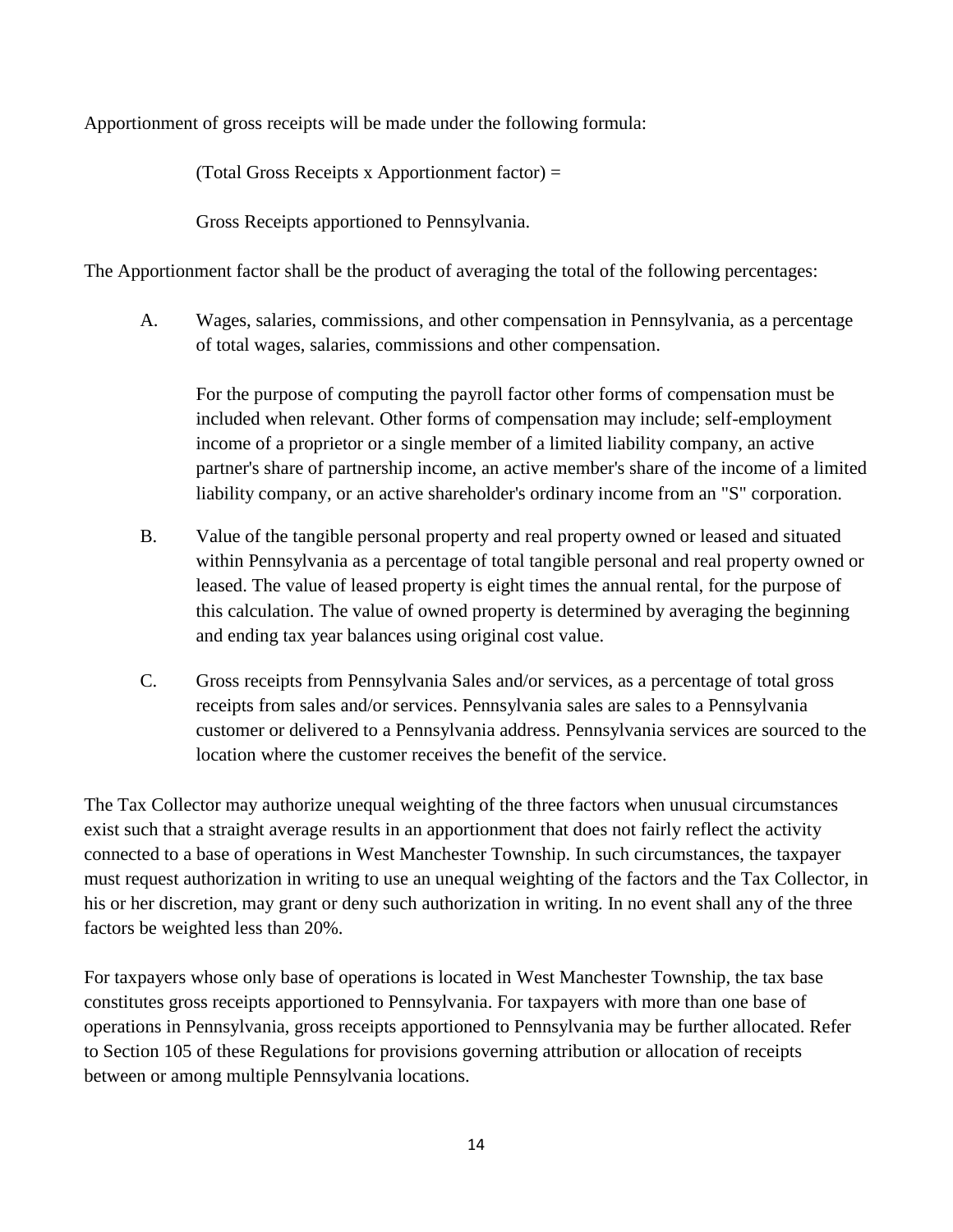Apportionment of gross receipts will be made under the following formula:

(Total Gross Receipts x Apportionment factor) =

Gross Receipts apportioned to Pennsylvania.

The Apportionment factor shall be the product of averaging the total of the following percentages:

A. Wages, salaries, commissions, and other compensation in Pennsylvania, as a percentage of total wages, salaries, commissions and other compensation.

   For the purpose of computing the payroll factor other forms of compensation must be included when relevant. Other forms of compensation may include; self-employment income of a proprietor or a single member of a limited liability company, an active partner's share of partnership income, an active member's share of the income of a limited liability company, or an active shareholder's ordinary income from an "S" corporation.

B. Value of the tangible personal property and real property owned or leased and situated within Pennsylvania as a percentage of total tangible personal and real property owned or leased. The value of leased property is eight times the annual rental, for the purpose of this calculation. The value of owned property is determined by averaging the beginning and ending tax year balances using original cost value.

C. Gross receipts from Pennsylvania Sales and/or services, as a percentage of total gross receipts from sales and/or services. Pennsylvania sales are sales to a Pennsylvania customer or delivered to a Pennsylvania address. Pennsylvania services are sourced to the location where the customer receives the benefit of the service.

The Tax Collector may authorize unequal weighting of the three factors when unusual circumstances exist such that a straight average results in an apportionment that does not fairly reflect the activity connected to a base of operations in West Manchester Township. In such circumstances, the taxpayer must request authorization in writing to use an unequal weighting of the factors and the Tax Collector, in his or her discretion, may grant or deny such authorization in writing. In no event shall any of the three factors be weighted less than 20%.

For taxpayers whose only base of operations is located in West Manchester Township, the tax base constitutes gross receipts apportioned to Pennsylvania. For taxpayers with more than one base of operations in Pennsylvania, gross receipts apportioned to Pennsylvania may be further allocated. Refer to Section 105 of these Regulations for provisions governing attribution or allocation of receipts between or among multiple Pennsylvania locations.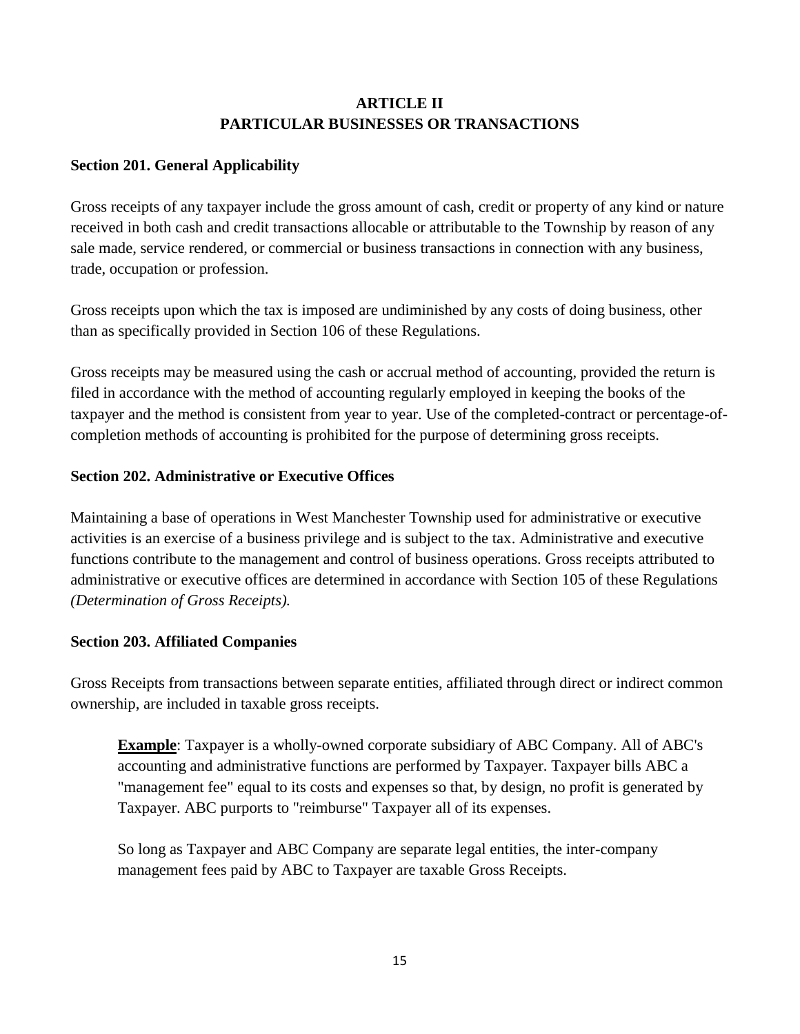## ARTICLE II
## PARTICULAR BUSINESSES OR TRANSACTIONS

### Section 201. General Applicability

Gross receipts of any taxpayer include the gross amount of cash, credit or property of any kind or nature received in both cash and credit transactions allocable or attributable to the Township by reason of any sale made, service rendered, or commercial or business transactions in connection with any business, trade, occupation or profession.

Gross receipts upon which the tax is imposed are undiminished by any costs of doing business, other than as specifically provided in Section 106 of these Regulations.

Gross receipts may be measured using the cash or accrual method of accounting, provided the return is filed in accordance with the method of accounting regularly employed in keeping the books of the taxpayer and the method is consistent from year to year. Use of the completed-contract or percentage-of-completion methods of accounting is prohibited for the purpose of determining gross receipts.

### Section 202. Administrative or Executive Offices

Maintaining a base of operations in West Manchester Township used for administrative or executive activities is an exercise of a business privilege and is subject to the tax. Administrative and executive functions contribute to the management and control of business operations. Gross receipts attributed to administrative or executive offices are determined in accordance with Section 105 of these Regulations *(Determination of Gross Receipts).*

### Section 203. Affiliated Companies

Gross Receipts from transactions between separate entities, affiliated through direct or indirect common ownership, are included in taxable gross receipts.

> **Example**: Taxpayer is a wholly-owned corporate subsidiary of ABC Company. All of ABC's accounting and administrative functions are performed by Taxpayer. Taxpayer bills ABC a "management fee" equal to its costs and expenses so that, by design, no profit is generated by Taxpayer. ABC purports to "reimburse" Taxpayer all of its expenses.
>
> So long as Taxpayer and ABC Company are separate legal entities, the inter-company management fees paid by ABC to Taxpayer are taxable Gross Receipts.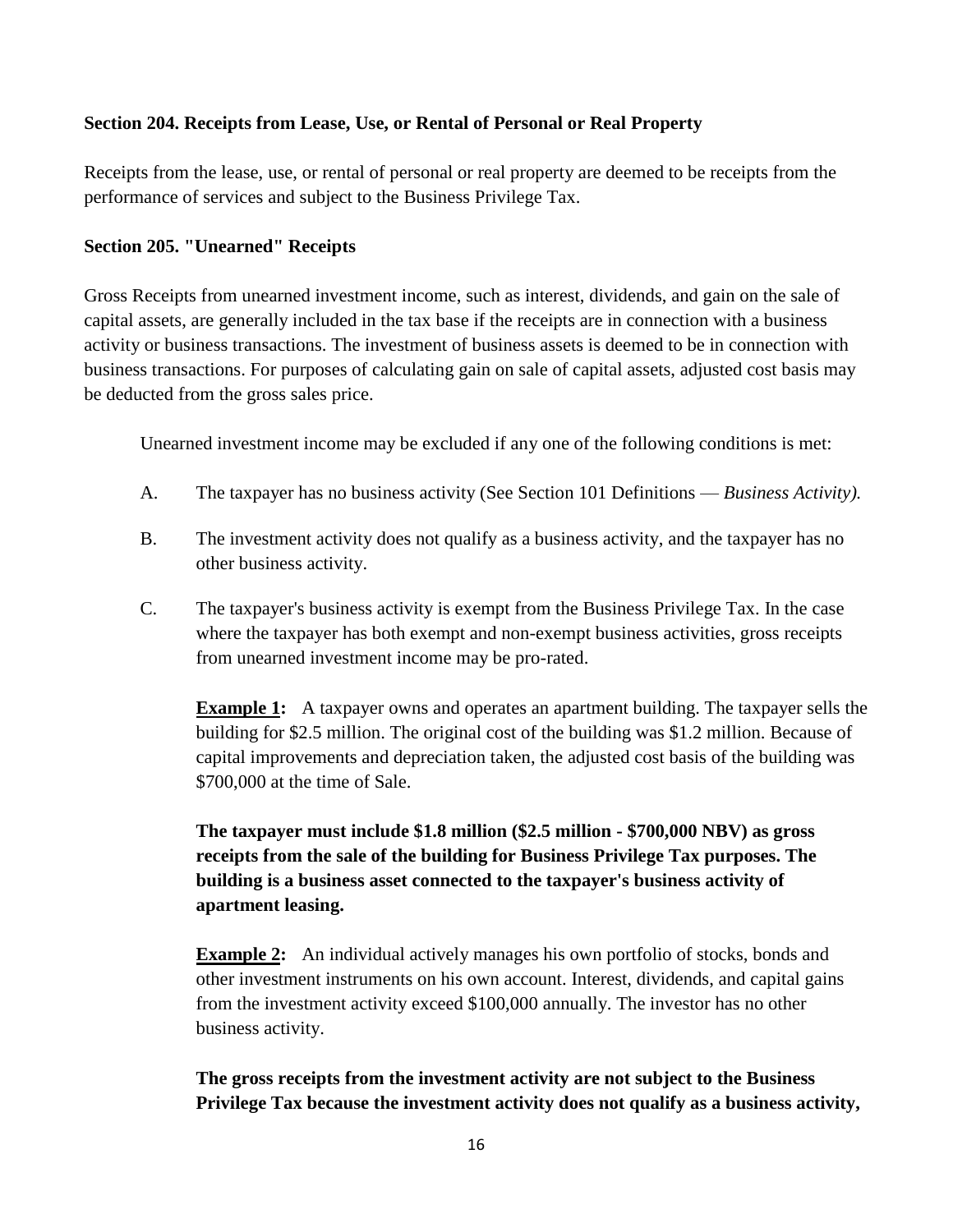**Section 204. Receipts from Lease, Use, or Rental of Personal or Real Property**

Receipts from the lease, use, or rental of personal or real property are deemed to be receipts from the performance of services and subject to the Business Privilege Tax.

**Section 205. "Unearned" Receipts**

Gross Receipts from unearned investment income, such as interest, dividends, and gain on the sale of capital assets, are generally included in the tax base if the receipts are in connection with a business activity or business transactions. The investment of business assets is deemed to be in connection with business transactions. For purposes of calculating gain on sale of capital assets, adjusted cost basis may be deducted from the gross sales price.

Unearned investment income may be excluded if any one of the following conditions is met:

A. The taxpayer has no business activity (See Section 101 Definitions — *Business Activity).*

B. The investment activity does not qualify as a business activity, and the taxpayer has no other business activity.

C. The taxpayer's business activity is exempt from the Business Privilege Tax. In the case where the taxpayer has both exempt and non-exempt business activities, gross receipts from unearned investment income may be pro-rated.

**Example 1:** A taxpayer owns and operates an apartment building. The taxpayer sells the building for $2.5 million. The original cost of the building was $1.2 million. Because of capital improvements and depreciation taken, the adjusted cost basis of the building was $700,000 at the time of Sale.

**The taxpayer must include $1.8 million ($2.5 million - $700,000 NBV) as gross receipts from the sale of the building for Business Privilege Tax purposes. The building is a business asset connected to the taxpayer's business activity of apartment leasing.**

**Example 2:** An individual actively manages his own portfolio of stocks, bonds and other investment instruments on his own account. Interest, dividends, and capital gains from the investment activity exceed $100,000 annually. The investor has no other business activity.

**The gross receipts from the investment activity are not subject to the Business Privilege Tax because the investment activity does not qualify as a business activity,**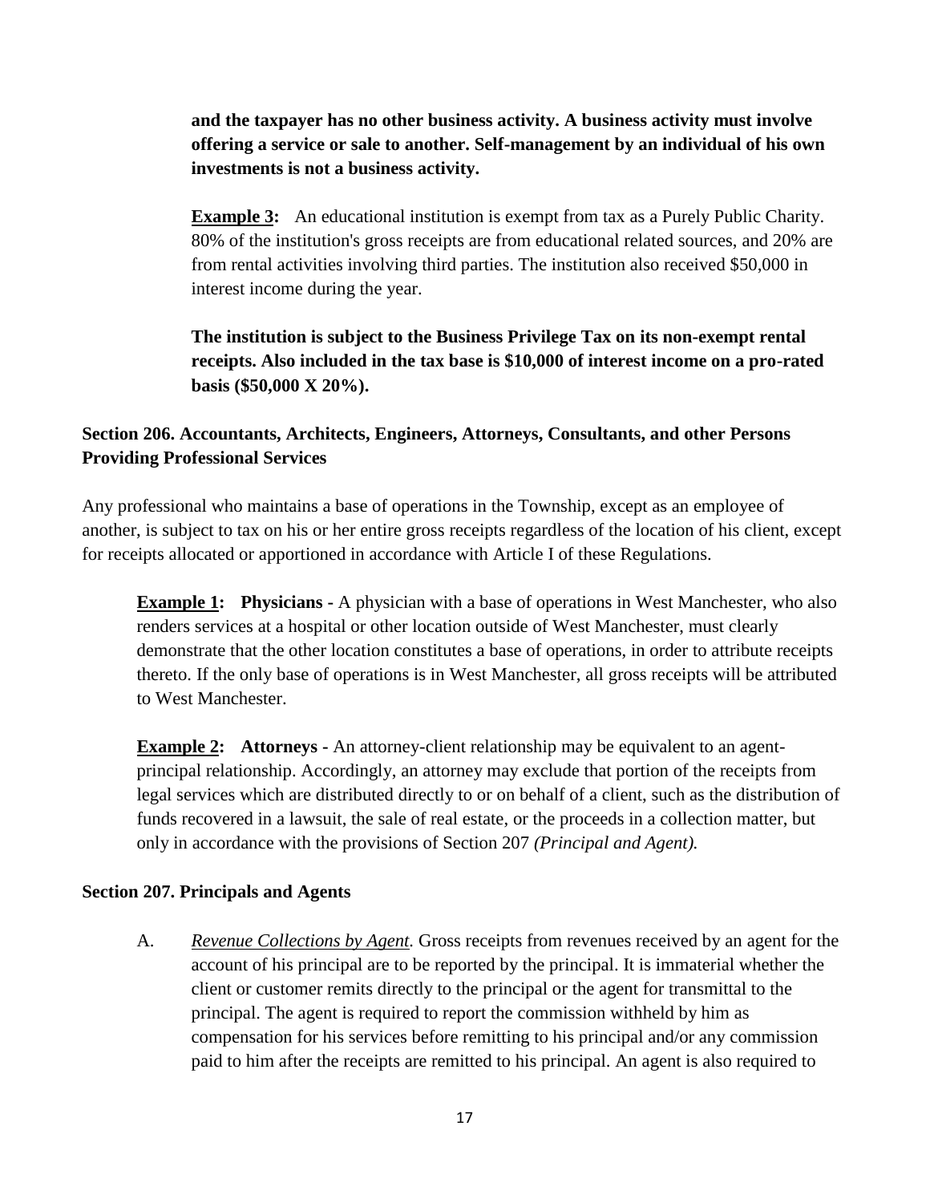**and the taxpayer has no other business activity. A business activity must involve offering a service or sale to another. Self-management by an individual of his own investments is not a business activity.**

**Example 3:** An educational institution is exempt from tax as a Purely Public Charity. 80% of the institution's gross receipts are from educational related sources, and 20% are from rental activities involving third parties. The institution also received $50,000 in interest income during the year.

**The institution is subject to the Business Privilege Tax on its non-exempt rental receipts. Also included in the tax base is $10,000 of interest income on a pro-rated basis ($50,000 X 20%).**

### Section 206. Accountants, Architects, Engineers, Attorneys, Consultants, and other Persons Providing Professional Services

Any professional who maintains a base of operations in the Township, except as an employee of another, is subject to tax on his or her entire gross receipts regardless of the location of his client, except for receipts allocated or apportioned in accordance with Article I of these Regulations.

**Example 1: Physicians -** A physician with a base of operations in West Manchester, who also renders services at a hospital or other location outside of West Manchester, must clearly demonstrate that the other location constitutes a base of operations, in order to attribute receipts thereto. If the only base of operations is in West Manchester, all gross receipts will be attributed to West Manchester.

**Example 2: Attorneys -** An attorney-client relationship may be equivalent to an agent-principal relationship. Accordingly, an attorney may exclude that portion of the receipts from legal services which are distributed directly to or on behalf of a client, such as the distribution of funds recovered in a lawsuit, the sale of real estate, or the proceeds in a collection matter, but only in accordance with the provisions of Section 207 *(Principal and Agent).*

### Section 207. Principals and Agents

A. *Revenue Collections by Agent.* Gross receipts from revenues received by an agent for the account of his principal are to be reported by the principal. It is immaterial whether the client or customer remits directly to the principal or the agent for transmittal to the principal. The agent is required to report the commission withheld by him as compensation for his services before remitting to his principal and/or any commission paid to him after the receipts are remitted to his principal. An agent is also required to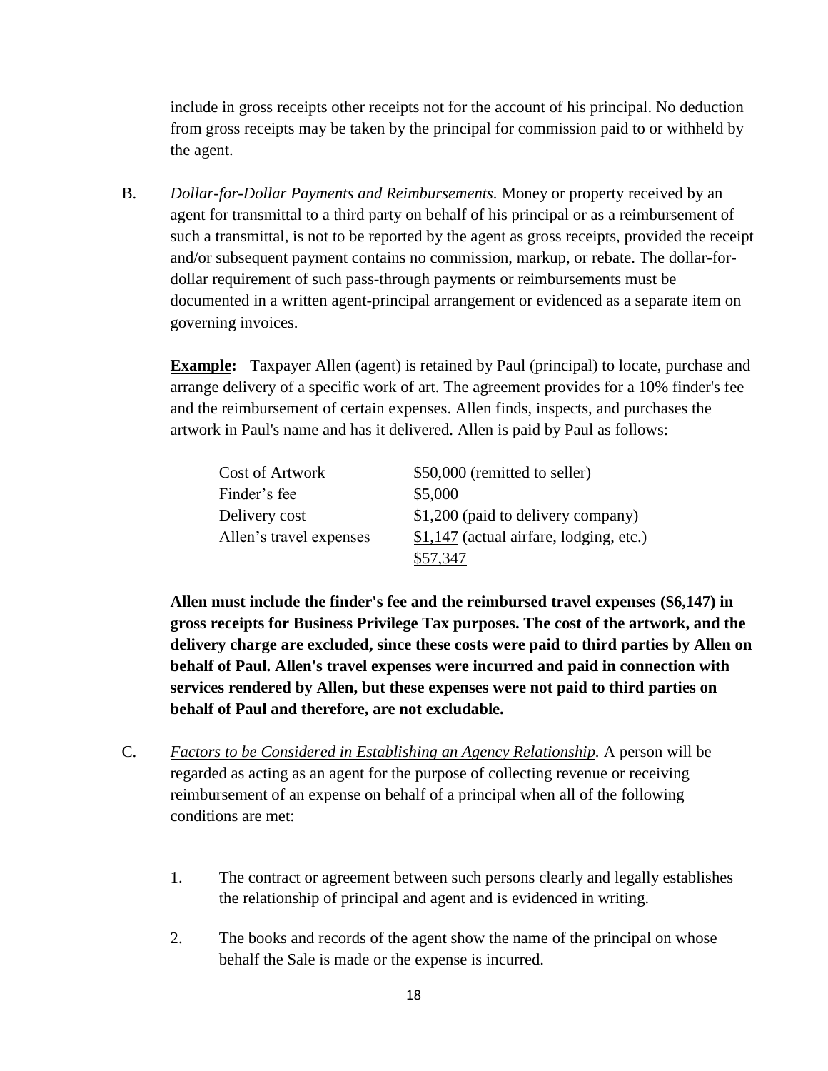include in gross receipts other receipts not for the account of his principal. No deduction from gross receipts may be taken by the principal for commission paid to or withheld by the agent.

B. *Dollar-for-Dollar Payments and Reimbursements*. Money or property received by an agent for transmittal to a third party on behalf of his principal or as a reimbursement of such a transmittal, is not to be reported by the agent as gross receipts, provided the receipt and/or subsequent payment contains no commission, markup, or rebate. The dollar-for-dollar requirement of such pass-through payments or reimbursements must be documented in a written agent-principal arrangement or evidenced as a separate item on governing invoices.

**Example:** Taxpayer Allen (agent) is retained by Paul (principal) to locate, purchase and arrange delivery of a specific work of art. The agreement provides for a 10% finder's fee and the reimbursement of certain expenses. Allen finds, inspects, and purchases the artwork in Paul's name and has it delivered. Allen is paid by Paul as follows:

| | |
|---|---|
| Cost of Artwork | $50,000 (remitted to seller) |
| Finder's fee | $5,000 |
| Delivery cost | $1,200 (paid to delivery company) |
| Allen's travel expenses | $1,147 (actual airfare, lodging, etc.) |
| | $57,347 |

**Allen must include the finder's fee and the reimbursed travel expenses ($6,147) in gross receipts for Business Privilege Tax purposes. The cost of the artwork, and the delivery charge are excluded, since these costs were paid to third parties by Allen on behalf of Paul. Allen's travel expenses were incurred and paid in connection with services rendered by Allen, but these expenses were not paid to third parties on behalf of Paul and therefore, are not excludable.**

C. *Factors to be Considered in Establishing an Agency Relationship.* A person will be regarded as acting as an agent for the purpose of collecting revenue or receiving reimbursement of an expense on behalf of a principal when all of the following conditions are met:

1. The contract or agreement between such persons clearly and legally establishes the relationship of principal and agent and is evidenced in writing.

2. The books and records of the agent show the name of the principal on whose behalf the Sale is made or the expense is incurred.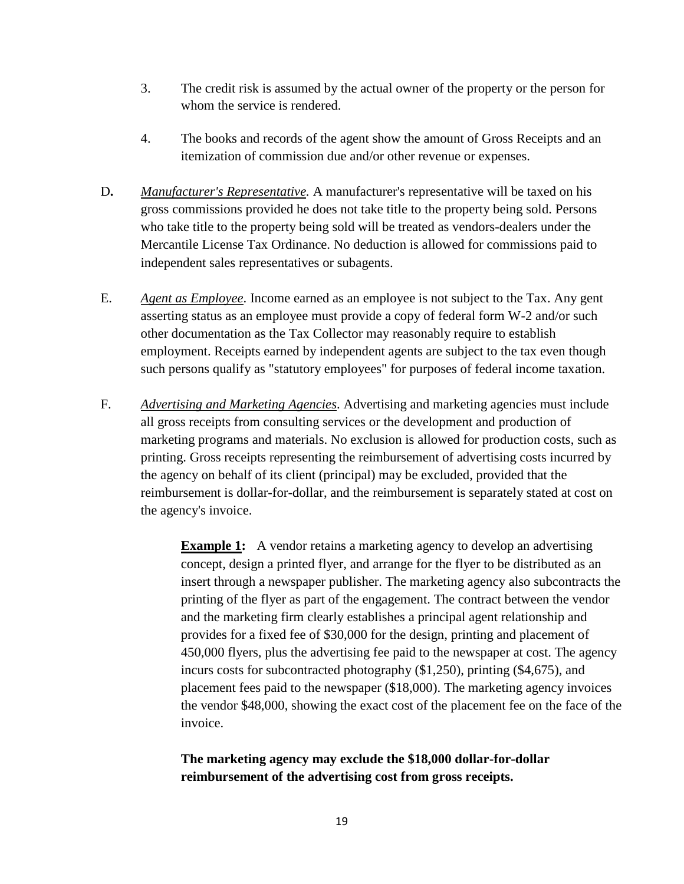3. The credit risk is assumed by the actual owner of the property or the person for whom the service is rendered.

4. The books and records of the agent show the amount of Gross Receipts and an itemization of commission due and/or other revenue or expenses.

D. *Manufacturer's Representative.* A manufacturer's representative will be taxed on his gross commissions provided he does not take title to the property being sold. Persons who take title to the property being sold will be treated as vendors-dealers under the Mercantile License Tax Ordinance. No deduction is allowed for commissions paid to independent sales representatives or subagents.

E. *Agent as Employee*. Income earned as an employee is not subject to the Tax. Any gent asserting status as an employee must provide a copy of federal form W-2 and/or such other documentation as the Tax Collector may reasonably require to establish employment. Receipts earned by independent agents are subject to the tax even though such persons qualify as "statutory employees" for purposes of federal income taxation.

F. *Advertising and Marketing Agencies*. Advertising and marketing agencies must include all gross receipts from consulting services or the development and production of marketing programs and materials. No exclusion is allowed for production costs, such as printing. Gross receipts representing the reimbursement of advertising costs incurred by the agency on behalf of its client (principal) may be excluded, provided that the reimbursement is dollar-for-dollar, and the reimbursement is separately stated at cost on the agency's invoice.

> **Example 1:** A vendor retains a marketing agency to develop an advertising concept, design a printed flyer, and arrange for the flyer to be distributed as an insert through a newspaper publisher. The marketing agency also subcontracts the printing of the flyer as part of the engagement. The contract between the vendor and the marketing firm clearly establishes a principal agent relationship and provides for a fixed fee of $30,000 for the design, printing and placement of 450,000 flyers, plus the advertising fee paid to the newspaper at cost. The agency incurs costs for subcontracted photography ($1,250), printing ($4,675), and placement fees paid to the newspaper ($18,000). The marketing agency invoices the vendor $48,000, showing the exact cost of the placement fee on the face of the invoice.
>
> **The marketing agency may exclude the $18,000 dollar-for-dollar reimbursement of the advertising cost from gross receipts.**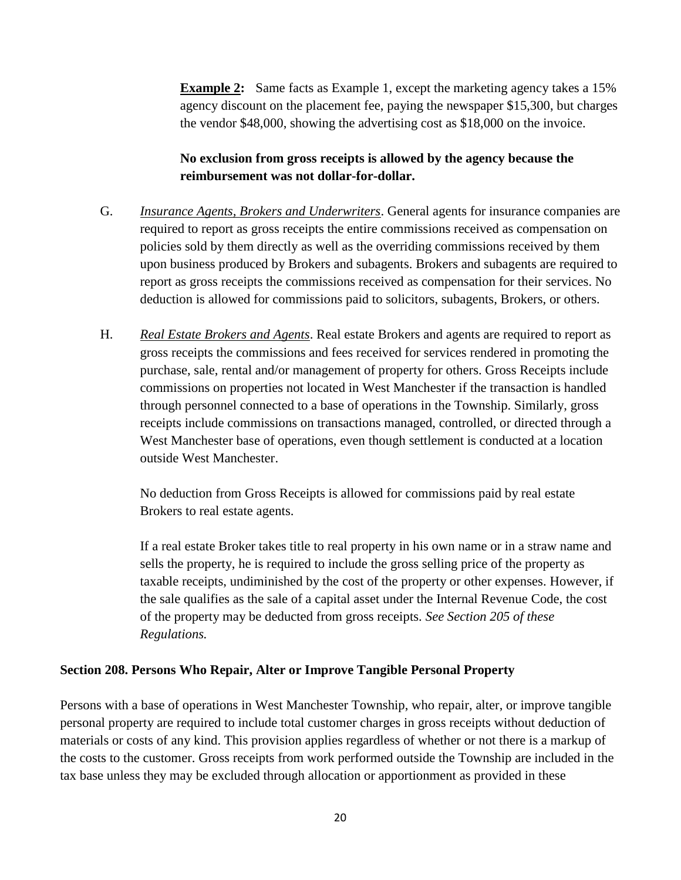**Example 2:** Same facts as Example 1, except the marketing agency takes a 15% agency discount on the placement fee, paying the newspaper $15,300, but charges the vendor $48,000, showing the advertising cost as $18,000 on the invoice.

**No exclusion from gross receipts is allowed by the agency because the reimbursement was not dollar-for-dollar.**

G. *Insurance Agents, Brokers and Underwriters*. General agents for insurance companies are required to report as gross receipts the entire commissions received as compensation on policies sold by them directly as well as the overriding commissions received by them upon business produced by Brokers and subagents. Brokers and subagents are required to report as gross receipts the commissions received as compensation for their services. No deduction is allowed for commissions paid to solicitors, subagents, Brokers, or others.

H. *Real Estate Brokers and Agents*. Real estate Brokers and agents are required to report as gross receipts the commissions and fees received for services rendered in promoting the purchase, sale, rental and/or management of property for others. Gross Receipts include commissions on properties not located in West Manchester if the transaction is handled through personnel connected to a base of operations in the Township. Similarly, gross receipts include commissions on transactions managed, controlled, or directed through a West Manchester base of operations, even though settlement is conducted at a location outside West Manchester.

No deduction from Gross Receipts is allowed for commissions paid by real estate Brokers to real estate agents.

If a real estate Broker takes title to real property in his own name or in a straw name and sells the property, he is required to include the gross selling price of the property as taxable receipts, undiminished by the cost of the property or other expenses. However, if the sale qualifies as the sale of a capital asset under the Internal Revenue Code, the cost of the property may be deducted from gross receipts. *See Section 205 of these Regulations.*

### Section 208. Persons Who Repair, Alter or Improve Tangible Personal Property

Persons with a base of operations in West Manchester Township, who repair, alter, or improve tangible personal property are required to include total customer charges in gross receipts without deduction of materials or costs of any kind. This provision applies regardless of whether or not there is a markup of the costs to the customer. Gross receipts from work performed outside the Township are included in the tax base unless they may be excluded through allocation or apportionment as provided in these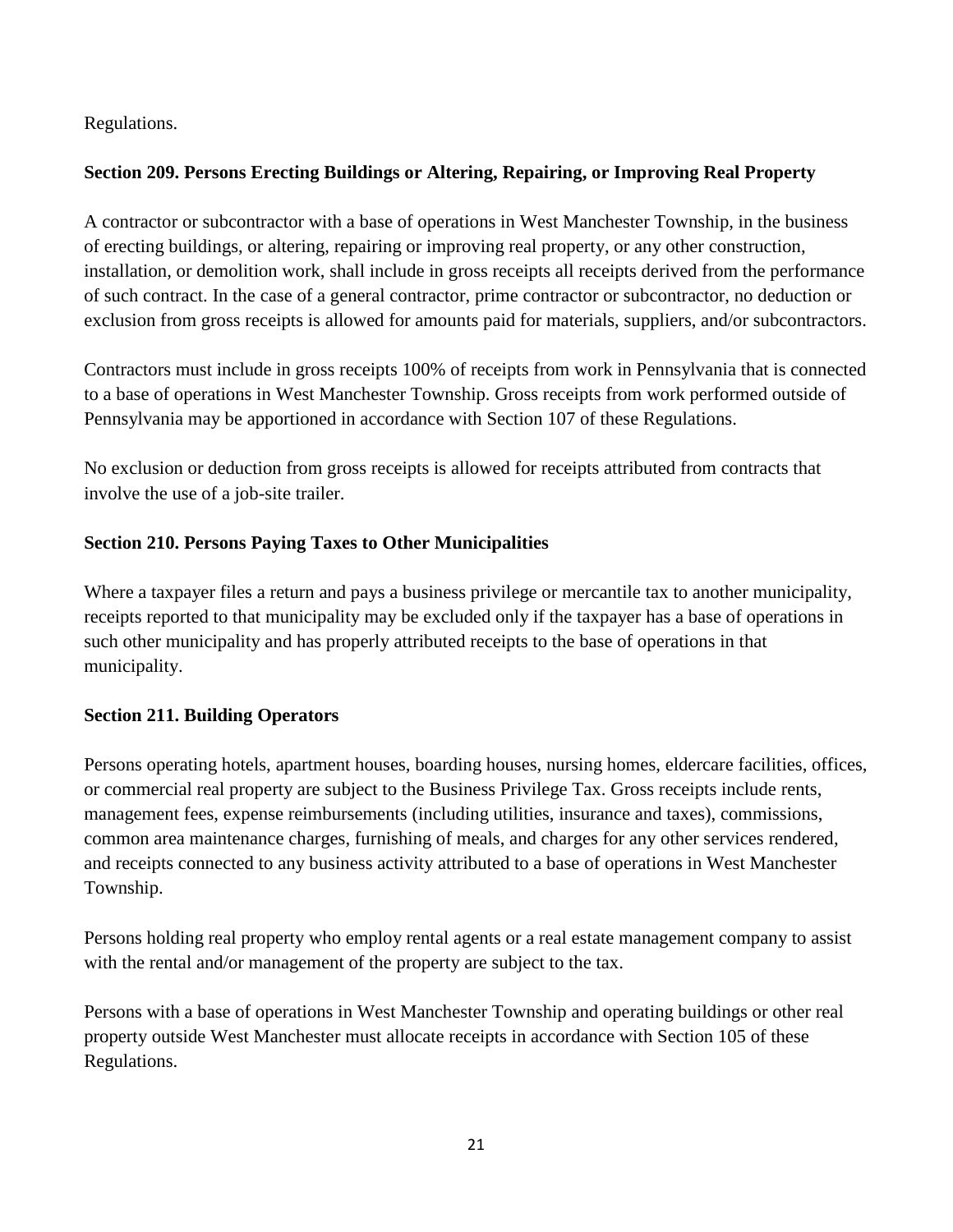Regulations.

**Section 209. Persons Erecting Buildings or Altering, Repairing, or Improving Real Property**

A contractor or subcontractor with a base of operations in West Manchester Township, in the business of erecting buildings, or altering, repairing or improving real property, or any other construction, installation, or demolition work, shall include in gross receipts all receipts derived from the performance of such contract. In the case of a general contractor, prime contractor or subcontractor, no deduction or exclusion from gross receipts is allowed for amounts paid for materials, suppliers, and/or subcontractors.

Contractors must include in gross receipts 100% of receipts from work in Pennsylvania that is connected to a base of operations in West Manchester Township. Gross receipts from work performed outside of Pennsylvania may be apportioned in accordance with Section 107 of these Regulations.

No exclusion or deduction from gross receipts is allowed for receipts attributed from contracts that involve the use of a job-site trailer.

**Section 210. Persons Paying Taxes to Other Municipalities**

Where a taxpayer files a return and pays a business privilege or mercantile tax to another municipality, receipts reported to that municipality may be excluded only if the taxpayer has a base of operations in such other municipality and has properly attributed receipts to the base of operations in that municipality.

**Section 211. Building Operators**

Persons operating hotels, apartment houses, boarding houses, nursing homes, eldercare facilities, offices, or commercial real property are subject to the Business Privilege Tax. Gross receipts include rents, management fees, expense reimbursements (including utilities, insurance and taxes), commissions, common area maintenance charges, furnishing of meals, and charges for any other services rendered, and receipts connected to any business activity attributed to a base of operations in West Manchester Township.

Persons holding real property who employ rental agents or a real estate management company to assist with the rental and/or management of the property are subject to the tax.

Persons with a base of operations in West Manchester Township and operating buildings or other real property outside West Manchester must allocate receipts in accordance with Section 105 of these Regulations.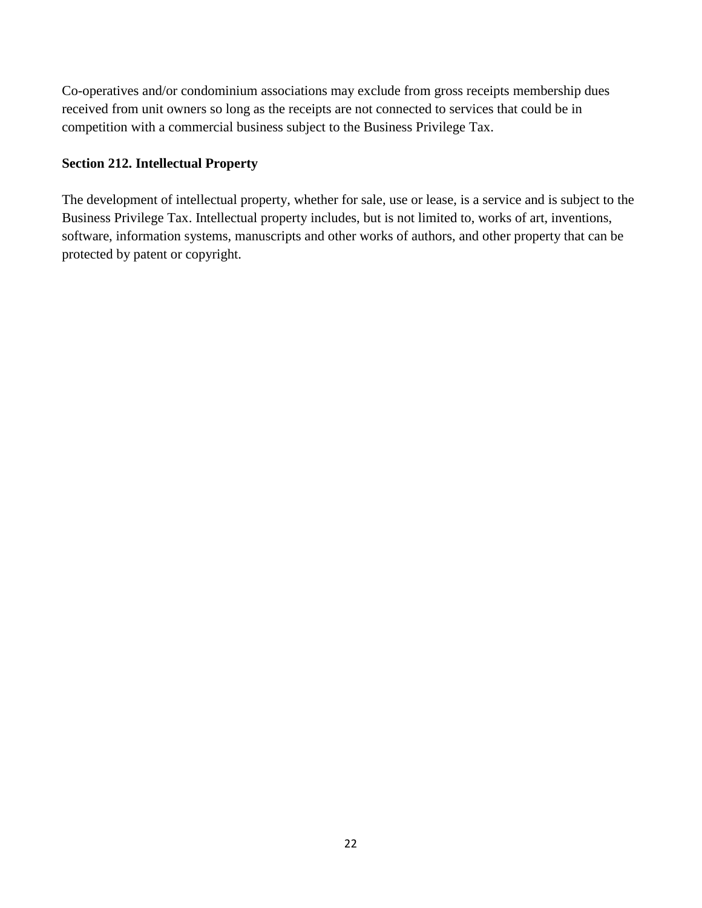Co-operatives and/or condominium associations may exclude from gross receipts membership dues received from unit owners so long as the receipts are not connected to services that could be in competition with a commercial business subject to the Business Privilege Tax.

**Section 212. Intellectual Property**

The development of intellectual property, whether for sale, use or lease, is a service and is subject to the Business Privilege Tax. Intellectual property includes, but is not limited to, works of art, inventions, software, information systems, manuscripts and other works of authors, and other property that can be protected by patent or copyright.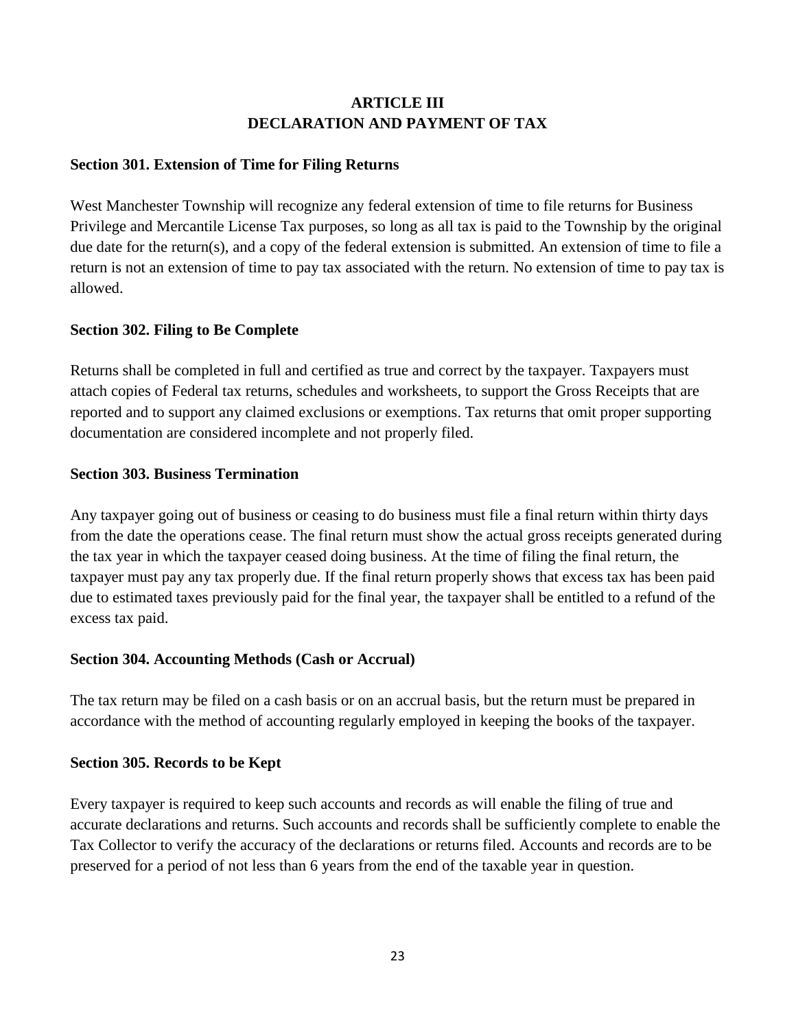# ARTICLE III
# DECLARATION AND PAYMENT OF TAX

### Section 301. Extension of Time for Filing Returns

West Manchester Township will recognize any federal extension of time to file returns for Business Privilege and Mercantile License Tax purposes, so long as all tax is paid to the Township by the original due date for the return(s), and a copy of the federal extension is submitted. An extension of time to file a return is not an extension of time to pay tax associated with the return. No extension of time to pay tax is allowed.

### Section 302. Filing to Be Complete

Returns shall be completed in full and certified as true and correct by the taxpayer. Taxpayers must attach copies of Federal tax returns, schedules and worksheets, to support the Gross Receipts that are reported and to support any claimed exclusions or exemptions. Tax returns that omit proper supporting documentation are considered incomplete and not properly filed.

### Section 303. Business Termination

Any taxpayer going out of business or ceasing to do business must file a final return within thirty days from the date the operations cease. The final return must show the actual gross receipts generated during the tax year in which the taxpayer ceased doing business. At the time of filing the final return, the taxpayer must pay any tax properly due. If the final return properly shows that excess tax has been paid due to estimated taxes previously paid for the final year, the taxpayer shall be entitled to a refund of the excess tax paid.

### Section 304. Accounting Methods (Cash or Accrual)

The tax return may be filed on a cash basis or on an accrual basis, but the return must be prepared in accordance with the method of accounting regularly employed in keeping the books of the taxpayer.

### Section 305. Records to be Kept

Every taxpayer is required to keep such accounts and records as will enable the filing of true and accurate declarations and returns. Such accounts and records shall be sufficiently complete to enable the Tax Collector to verify the accuracy of the declarations or returns filed. Accounts and records are to be preserved for a period of not less than 6 years from the end of the taxable year in question.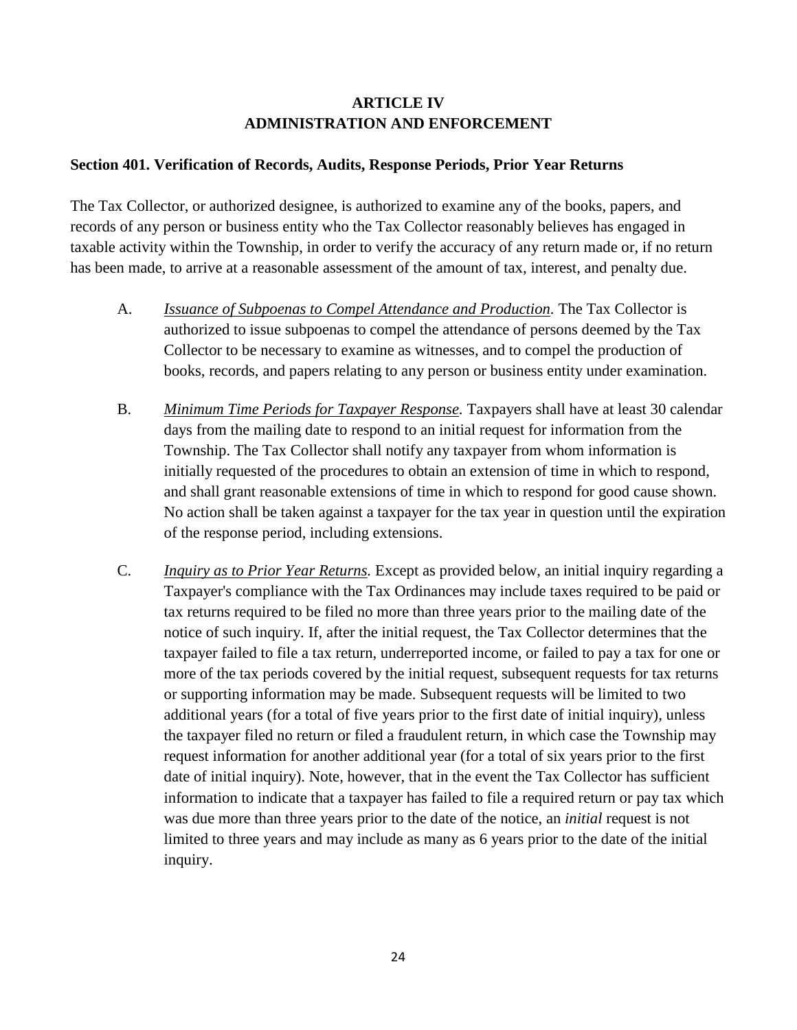# ARTICLE IV
# ADMINISTRATION AND ENFORCEMENT

### Section 401. Verification of Records, Audits, Response Periods, Prior Year Returns

The Tax Collector, or authorized designee, is authorized to examine any of the books, papers, and records of any person or business entity who the Tax Collector reasonably believes has engaged in taxable activity within the Township, in order to verify the accuracy of any return made or, if no return has been made, to arrive at a reasonable assessment of the amount of tax, interest, and penalty due.

A. *Issuance of Subpoenas to Compel Attendance and Production.* The Tax Collector is authorized to issue subpoenas to compel the attendance of persons deemed by the Tax Collector to be necessary to examine as witnesses, and to compel the production of books, records, and papers relating to any person or business entity under examination.

B. *Minimum Time Periods for Taxpayer Response.* Taxpayers shall have at least 30 calendar days from the mailing date to respond to an initial request for information from the Township. The Tax Collector shall notify any taxpayer from whom information is initially requested of the procedures to obtain an extension of time in which to respond, and shall grant reasonable extensions of time in which to respond for good cause shown. No action shall be taken against a taxpayer for the tax year in question until the expiration of the response period, including extensions.

C. *Inquiry as to Prior Year Returns.* Except as provided below, an initial inquiry regarding a Taxpayer's compliance with the Tax Ordinances may include taxes required to be paid or tax returns required to be filed no more than three years prior to the mailing date of the notice of such inquiry. If, after the initial request, the Tax Collector determines that the taxpayer failed to file a tax return, underreported income, or failed to pay a tax for one or more of the tax periods covered by the initial request, subsequent requests for tax returns or supporting information may be made. Subsequent requests will be limited to two additional years (for a total of five years prior to the first date of initial inquiry), unless the taxpayer filed no return or filed a fraudulent return, in which case the Township may request information for another additional year (for a total of six years prior to the first date of initial inquiry). Note, however, that in the event the Tax Collector has sufficient information to indicate that a taxpayer has failed to file a required return or pay tax which was due more than three years prior to the date of the notice, an *initial* request is not limited to three years and may include as many as 6 years prior to the date of the initial inquiry.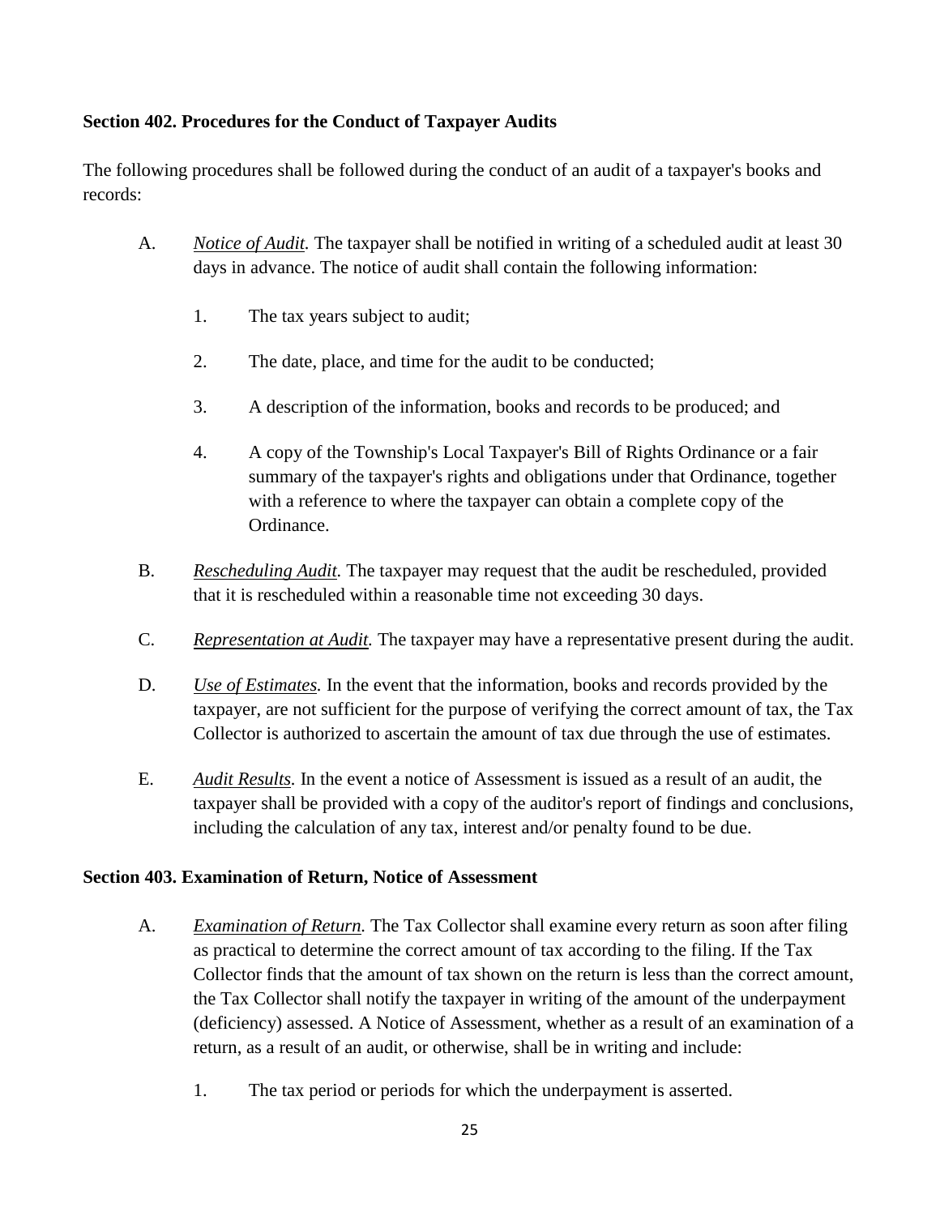**Section 402. Procedures for the Conduct of Taxpayer Audits**

The following procedures shall be followed during the conduct of an audit of a taxpayer's books and records:

A. *Notice of Audit.* The taxpayer shall be notified in writing of a scheduled audit at least 30 days in advance. The notice of audit shall contain the following information:

   1. The tax years subject to audit;

   2. The date, place, and time for the audit to be conducted;

   3. A description of the information, books and records to be produced; and

   4. A copy of the Township's Local Taxpayer's Bill of Rights Ordinance or a fair summary of the taxpayer's rights and obligations under that Ordinance, together with a reference to where the taxpayer can obtain a complete copy of the Ordinance.

B. *Rescheduling Audit.* The taxpayer may request that the audit be rescheduled, provided that it is rescheduled within a reasonable time not exceeding 30 days.

C. *Representation at Audit.* The taxpayer may have a representative present during the audit.

D. *Use of Estimates.* In the event that the information, books and records provided by the taxpayer, are not sufficient for the purpose of verifying the correct amount of tax, the Tax Collector is authorized to ascertain the amount of tax due through the use of estimates.

E. *Audit Results.* In the event a notice of Assessment is issued as a result of an audit, the taxpayer shall be provided with a copy of the auditor's report of findings and conclusions, including the calculation of any tax, interest and/or penalty found to be due.

**Section 403. Examination of Return, Notice of Assessment**

A. *Examination of Return.* The Tax Collector shall examine every return as soon after filing as practical to determine the correct amount of tax according to the filing. If the Tax Collector finds that the amount of tax shown on the return is less than the correct amount, the Tax Collector shall notify the taxpayer in writing of the amount of the underpayment (deficiency) assessed. A Notice of Assessment, whether as a result of an examination of a return, as a result of an audit, or otherwise, shall be in writing and include:

   1. The tax period or periods for which the underpayment is asserted.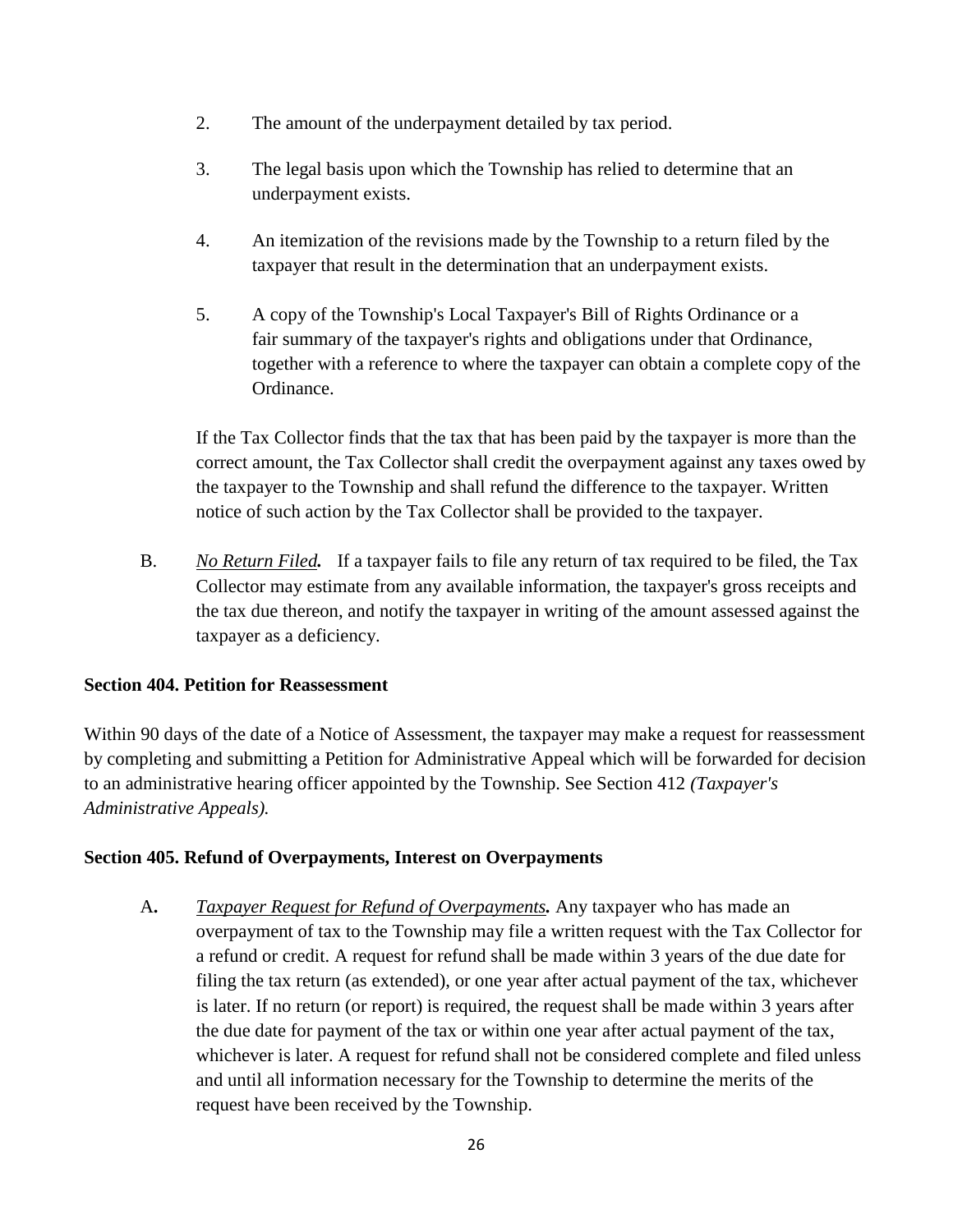2. The amount of the underpayment detailed by tax period.

3. The legal basis upon which the Township has relied to determine that an underpayment exists.

4. An itemization of the revisions made by the Township to a return filed by the taxpayer that result in the determination that an underpayment exists.

5. A copy of the Township's Local Taxpayer's Bill of Rights Ordinance or a fair summary of the taxpayer's rights and obligations under that Ordinance, together with a reference to where the taxpayer can obtain a complete copy of the Ordinance.

If the Tax Collector finds that the tax that has been paid by the taxpayer is more than the correct amount, the Tax Collector shall credit the overpayment against any taxes owed by the taxpayer to the Township and shall refund the difference to the taxpayer. Written notice of such action by the Tax Collector shall be provided to the taxpayer.

B. ***No Return Filed.*** If a taxpayer fails to file any return of tax required to be filed, the Tax Collector may estimate from any available information, the taxpayer's gross receipts and the tax due thereon, and notify the taxpayer in writing of the amount assessed against the taxpayer as a deficiency.

**Section 404. Petition for Reassessment**

Within 90 days of the date of a Notice of Assessment, the taxpayer may make a request for reassessment by completing and submitting a Petition for Administrative Appeal which will be forwarded for decision to an administrative hearing officer appointed by the Township. See Section 412 *(Taxpayer's Administrative Appeals).*

**Section 405. Refund of Overpayments, Interest on Overpayments**

**A.** ***Taxpayer Request for Refund of Overpayments.*** Any taxpayer who has made an overpayment of tax to the Township may file a written request with the Tax Collector for a refund or credit. A request for refund shall be made within 3 years of the due date for filing the tax return (as extended), or one year after actual payment of the tax, whichever is later. If no return (or report) is required, the request shall be made within 3 years after the due date for payment of the tax or within one year after actual payment of the tax, whichever is later. A request for refund shall not be considered complete and filed unless and until all information necessary for the Township to determine the merits of the request have been received by the Township.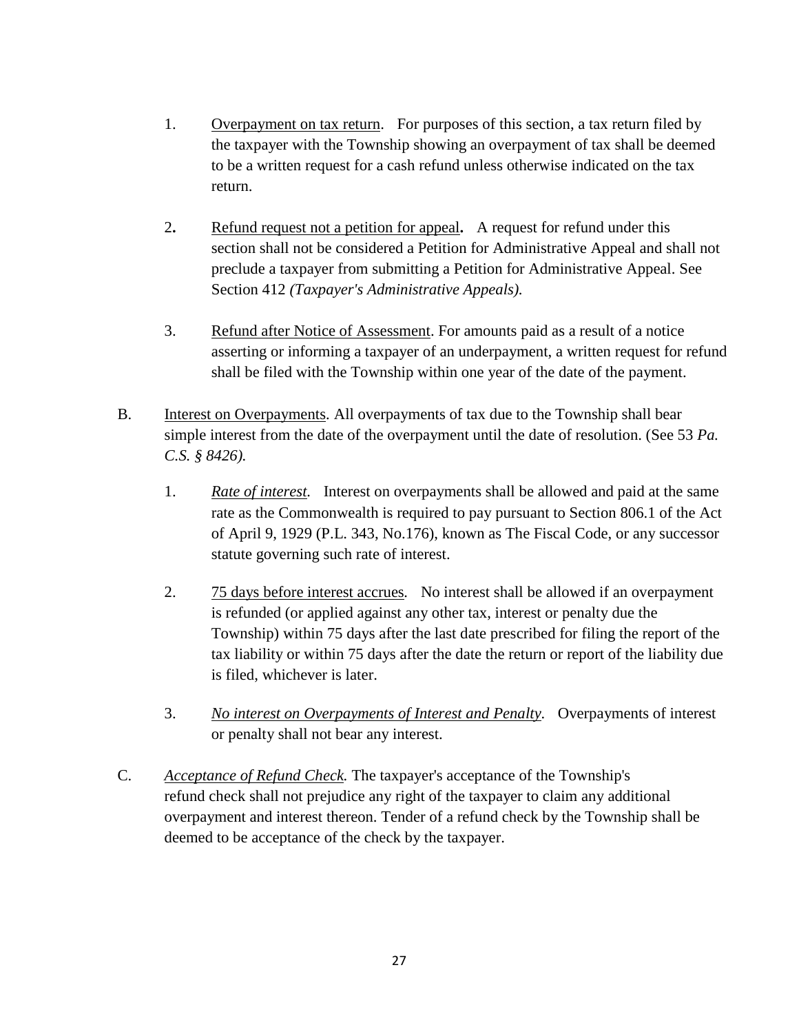1. Overpayment on tax return. For purposes of this section, a tax return filed by the taxpayer with the Township showing an overpayment of tax shall be deemed to be a written request for a cash refund unless otherwise indicated on the tax return.

2. Refund request not a petition for appeal**.** A request for refund under this section shall not be considered a Petition for Administrative Appeal and shall not preclude a taxpayer from submitting a Petition for Administrative Appeal. See Section 412 *(Taxpayer's Administrative Appeals).*

3. Refund after Notice of Assessment. For amounts paid as a result of a notice asserting or informing a taxpayer of an underpayment, a written request for refund shall be filed with the Township within one year of the date of the payment.

B. Interest on Overpayments. All overpayments of tax due to the Township shall bear simple interest from the date of the overpayment until the date of resolution. (See 53 *Pa. C.S. § 8426).*

1. *Rate of interest.* Interest on overpayments shall be allowed and paid at the same rate as the Commonwealth is required to pay pursuant to Section 806.1 of the Act of April 9, 1929 (P.L. 343, No.176), known as The Fiscal Code, or any successor statute governing such rate of interest.

2. 75 days before interest accrues. No interest shall be allowed if an overpayment is refunded (or applied against any other tax, interest or penalty due the Township) within 75 days after the last date prescribed for filing the report of the tax liability or within 75 days after the date the return or report of the liability due is filed, whichever is later.

3. *No interest on Overpayments of Interest and Penalty.* Overpayments of interest or penalty shall not bear any interest.

C. *Acceptance of Refund Check.* The taxpayer's acceptance of the Township's refund check shall not prejudice any right of the taxpayer to claim any additional overpayment and interest thereon. Tender of a refund check by the Township shall be deemed to be acceptance of the check by the taxpayer.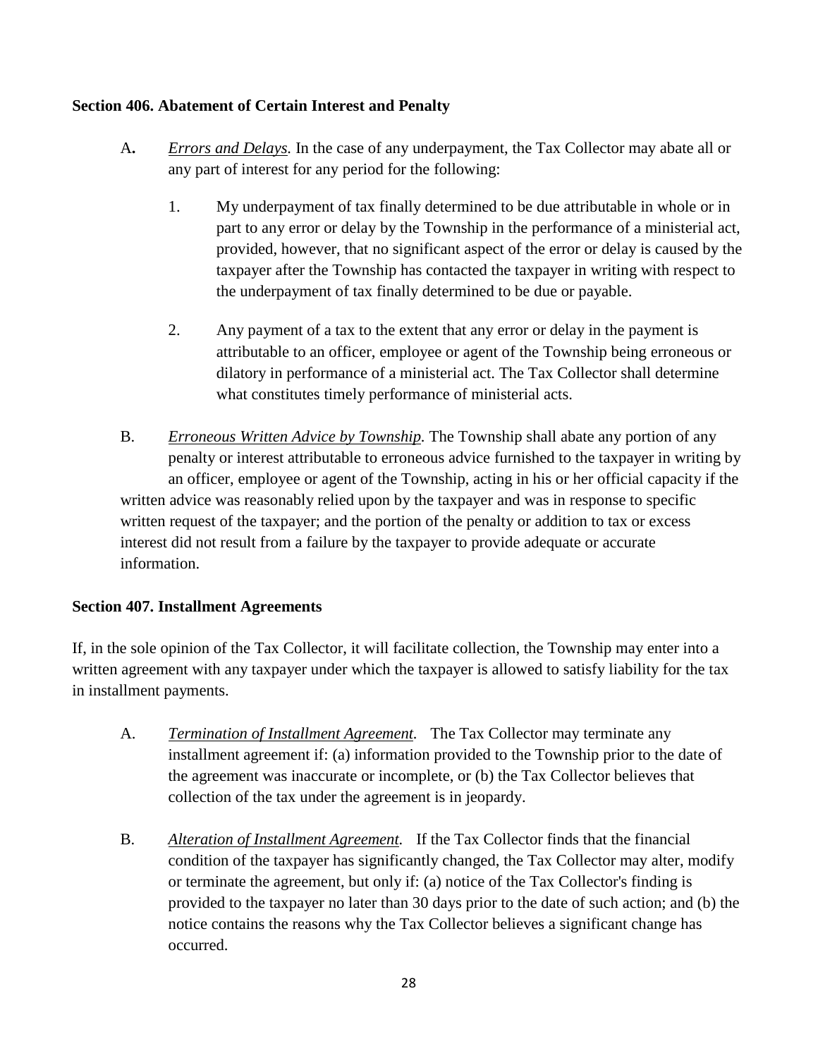**Section 406. Abatement of Certain Interest and Penalty**

A. *Errors and Delays.* In the case of any underpayment, the Tax Collector may abate all or any part of interest for any period for the following:

   1. My underpayment of tax finally determined to be due attributable in whole or in part to any error or delay by the Township in the performance of a ministerial act, provided, however, that no significant aspect of the error or delay is caused by the taxpayer after the Township has contacted the taxpayer in writing with respect to the underpayment of tax finally determined to be due or payable.

   2. Any payment of a tax to the extent that any error or delay in the payment is attributable to an officer, employee or agent of the Township being erroneous or dilatory in performance of a ministerial act. The Tax Collector shall determine what constitutes timely performance of ministerial acts.

B. *Erroneous Written Advice by Township.* The Township shall abate any portion of any penalty or interest attributable to erroneous advice furnished to the taxpayer in writing by an officer, employee or agent of the Township, acting in his or her official capacity if the written advice was reasonably relied upon by the taxpayer and was in response to specific written request of the taxpayer; and the portion of the penalty or addition to tax or excess interest did not result from a failure by the taxpayer to provide adequate or accurate information.

**Section 407. Installment Agreements**

If, in the sole opinion of the Tax Collector, it will facilitate collection, the Township may enter into a written agreement with any taxpayer under which the taxpayer is allowed to satisfy liability for the tax in installment payments.

A. *Termination of Installment Agreement.* The Tax Collector may terminate any installment agreement if: (a) information provided to the Township prior to the date of the agreement was inaccurate or incomplete, or (b) the Tax Collector believes that collection of the tax under the agreement is in jeopardy.

B. *Alteration of Installment Agreement.* If the Tax Collector finds that the financial condition of the taxpayer has significantly changed, the Tax Collector may alter, modify or terminate the agreement, but only if: (a) notice of the Tax Collector's finding is provided to the taxpayer no later than 30 days prior to the date of such action; and (b) the notice contains the reasons why the Tax Collector believes a significant change has occurred.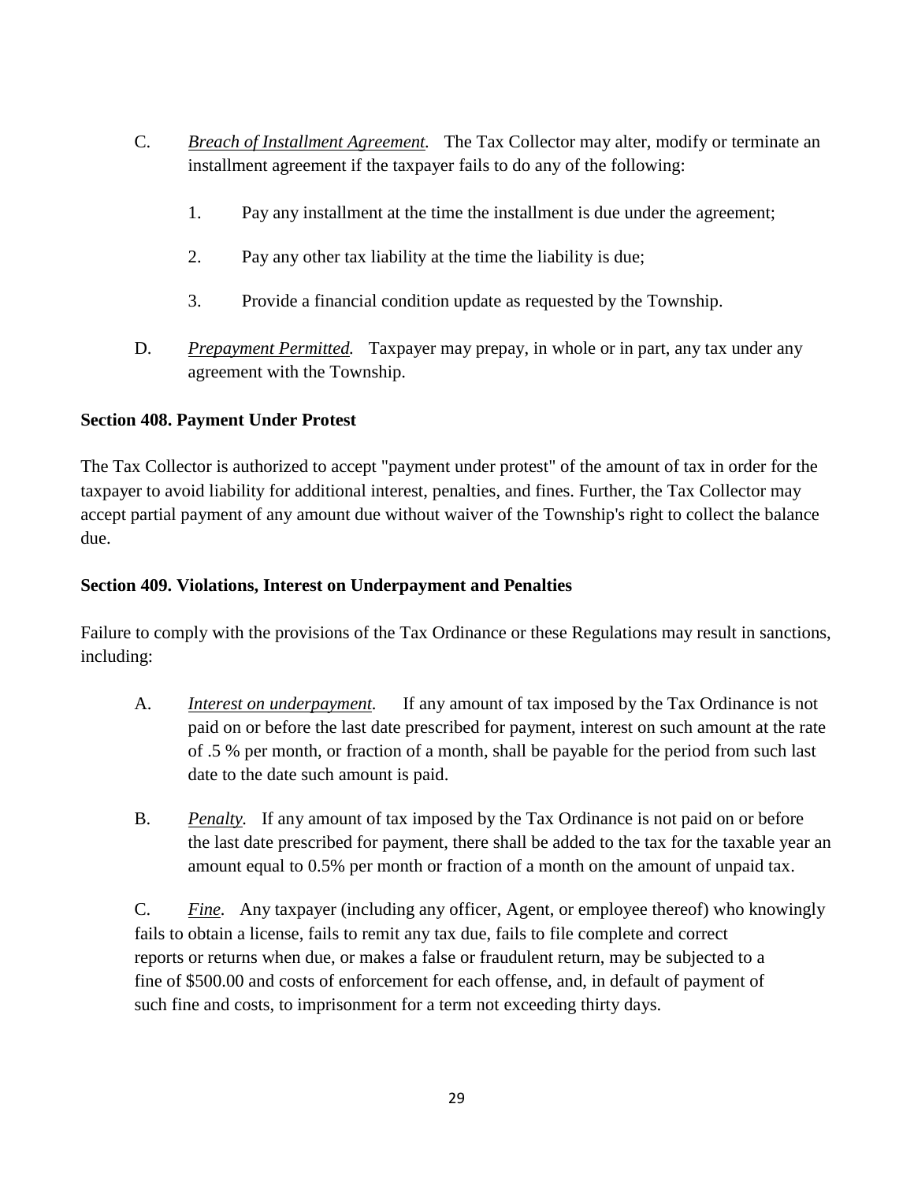C. *Breach of Installment Agreement.* The Tax Collector may alter, modify or terminate an installment agreement if the taxpayer fails to do any of the following:

   1. Pay any installment at the time the installment is due under the agreement;

   2. Pay any other tax liability at the time the liability is due;

   3. Provide a financial condition update as requested by the Township.

D. *Prepayment Permitted.* Taxpayer may prepay, in whole or in part, any tax under any agreement with the Township.

**Section 408. Payment Under Protest**

The Tax Collector is authorized to accept "payment under protest" of the amount of tax in order for the taxpayer to avoid liability for additional interest, penalties, and fines. Further, the Tax Collector may accept partial payment of any amount due without waiver of the Township's right to collect the balance due.

**Section 409. Violations, Interest on Underpayment and Penalties**

Failure to comply with the provisions of the Tax Ordinance or these Regulations may result in sanctions, including:

A. *Interest on underpayment.* If any amount of tax imposed by the Tax Ordinance is not paid on or before the last date prescribed for payment, interest on such amount at the rate of .5 % per month, or fraction of a month, shall be payable for the period from such last date to the date such amount is paid.

B. *Penalty.* If any amount of tax imposed by the Tax Ordinance is not paid on or before the last date prescribed for payment, there shall be added to the tax for the taxable year an amount equal to 0.5% per month or fraction of a month on the amount of unpaid tax.

C. *Fine.* Any taxpayer (including any officer, Agent, or employee thereof) who knowingly fails to obtain a license, fails to remit any tax due, fails to file complete and correct reports or returns when due, or makes a false or fraudulent return, may be subjected to a fine of $500.00 and costs of enforcement for each offense, and, in default of payment of such fine and costs, to imprisonment for a term not exceeding thirty days.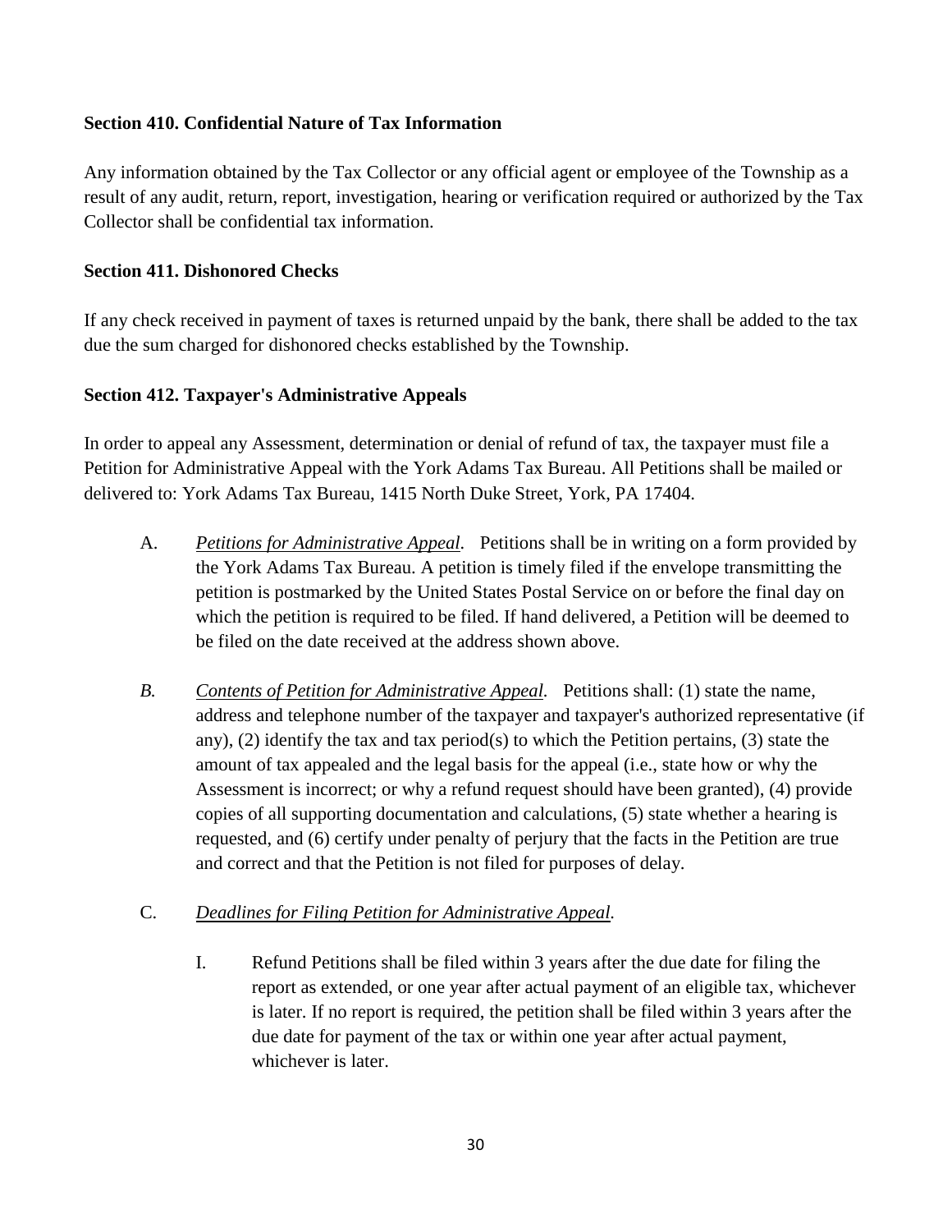**Section 410. Confidential Nature of Tax Information**

Any information obtained by the Tax Collector or any official agent or employee of the Township as a result of any audit, return, report, investigation, hearing or verification required or authorized by the Tax Collector shall be confidential tax information.

**Section 411. Dishonored Checks**

If any check received in payment of taxes is returned unpaid by the bank, there shall be added to the tax due the sum charged for dishonored checks established by the Township.

**Section 412. Taxpayer's Administrative Appeals**

In order to appeal any Assessment, determination or denial of refund of tax, the taxpayer must file a Petition for Administrative Appeal with the York Adams Tax Bureau. All Petitions shall be mailed or delivered to: York Adams Tax Bureau, 1415 North Duke Street, York, PA 17404.

A. *Petitions for Administrative Appeal.* Petitions shall be in writing on a form provided by the York Adams Tax Bureau. A petition is timely filed if the envelope transmitting the petition is postmarked by the United States Postal Service on or before the final day on which the petition is required to be filed. If hand delivered, a Petition will be deemed to be filed on the date received at the address shown above.

*B.* *Contents of Petition for Administrative Appeal.* Petitions shall: (1) state the name, address and telephone number of the taxpayer and taxpayer's authorized representative (if any), (2) identify the tax and tax period(s) to which the Petition pertains, (3) state the amount of tax appealed and the legal basis for the appeal (i.e., state how or why the Assessment is incorrect; or why a refund request should have been granted), (4) provide copies of all supporting documentation and calculations, (5) state whether a hearing is requested, and (6) certify under penalty of perjury that the facts in the Petition are true and correct and that the Petition is not filed for purposes of delay.

C. *Deadlines for Filing Petition for Administrative Appeal.*

   I. Refund Petitions shall be filed within 3 years after the due date for filing the report as extended, or one year after actual payment of an eligible tax, whichever is later. If no report is required, the petition shall be filed within 3 years after the due date for payment of the tax or within one year after actual payment, whichever is later.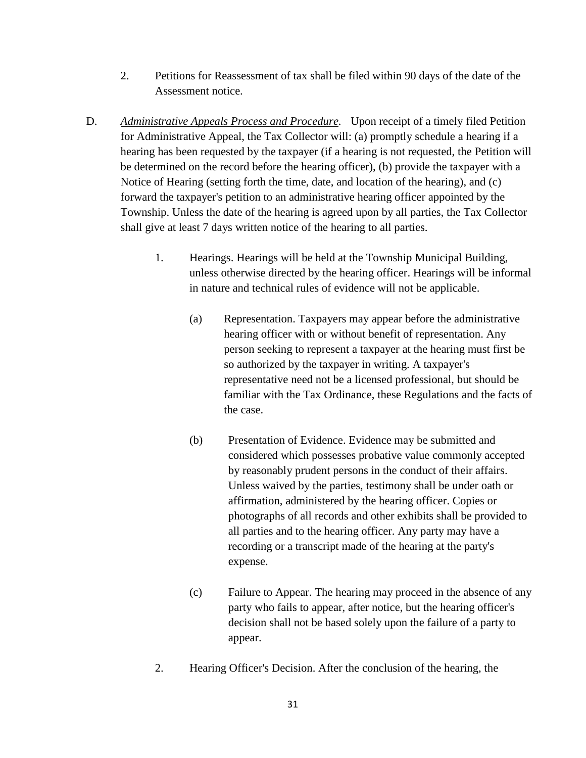2. Petitions for Reassessment of tax shall be filed within 90 days of the date of the Assessment notice.

D. *Administrative Appeals Process and Procedure.* Upon receipt of a timely filed Petition for Administrative Appeal, the Tax Collector will: (a) promptly schedule a hearing if a hearing has been requested by the taxpayer (if a hearing is not requested, the Petition will be determined on the record before the hearing officer), (b) provide the taxpayer with a Notice of Hearing (setting forth the time, date, and location of the hearing), and (c) forward the taxpayer's petition to an administrative hearing officer appointed by the Township. Unless the date of the hearing is agreed upon by all parties, the Tax Collector shall give at least 7 days written notice of the hearing to all parties.

1. Hearings. Hearings will be held at the Township Municipal Building, unless otherwise directed by the hearing officer. Hearings will be informal in nature and technical rules of evidence will not be applicable.

   (a) Representation. Taxpayers may appear before the administrative hearing officer with or without benefit of representation. Any person seeking to represent a taxpayer at the hearing must first be so authorized by the taxpayer in writing. A taxpayer's representative need not be a licensed professional, but should be familiar with the Tax Ordinance, these Regulations and the facts of the case.

   (b) Presentation of Evidence. Evidence may be submitted and considered which possesses probative value commonly accepted by reasonably prudent persons in the conduct of their affairs. Unless waived by the parties, testimony shall be under oath or affirmation, administered by the hearing officer. Copies or photographs of all records and other exhibits shall be provided to all parties and to the hearing officer. Any party may have a recording or a transcript made of the hearing at the party's expense.

   (c) Failure to Appear. The hearing may proceed in the absence of any party who fails to appear, after notice, but the hearing officer's decision shall not be based solely upon the failure of a party to appear.

2. Hearing Officer's Decision. After the conclusion of the hearing, the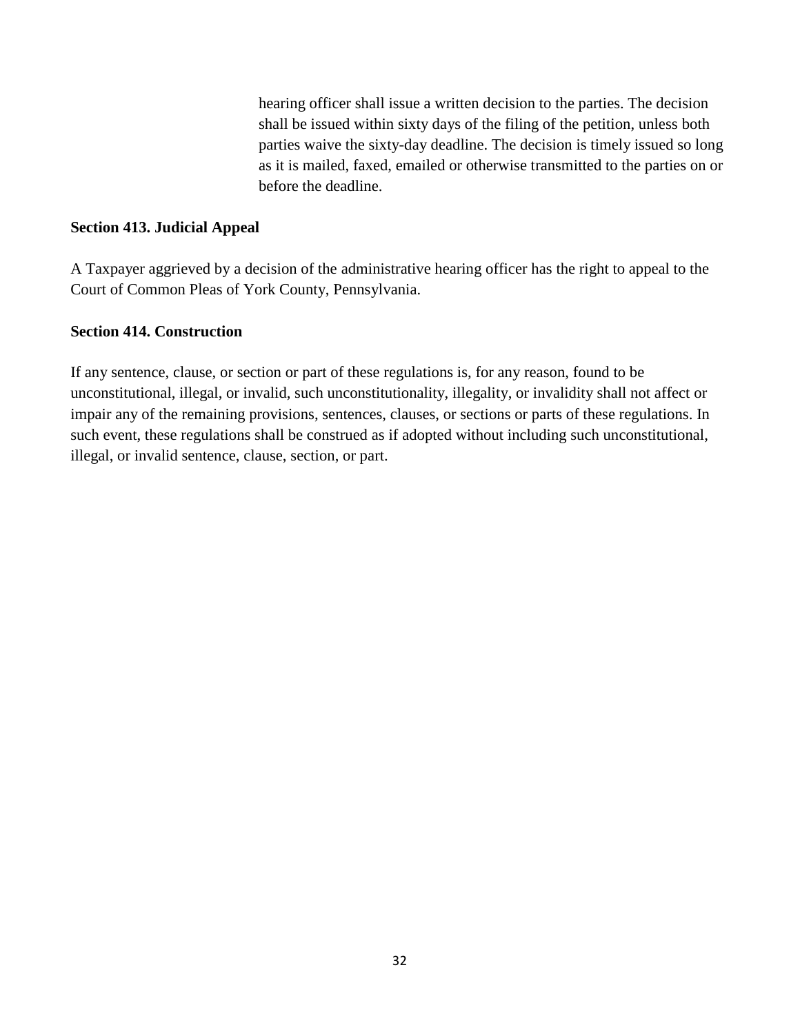hearing officer shall issue a written decision to the parties. The decision shall be issued within sixty days of the filing of the petition, unless both parties waive the sixty-day deadline. The decision is timely issued so long as it is mailed, faxed, emailed or otherwise transmitted to the parties on or before the deadline.

**Section 413. Judicial Appeal**

A Taxpayer aggrieved by a decision of the administrative hearing officer has the right to appeal to the Court of Common Pleas of York County, Pennsylvania.

**Section 414. Construction**

If any sentence, clause, or section or part of these regulations is, for any reason, found to be unconstitutional, illegal, or invalid, such unconstitutionality, illegality, or invalidity shall not affect or impair any of the remaining provisions, sentences, clauses, or sections or parts of these regulations. In such event, these regulations shall be construed as if adopted without including such unconstitutional, illegal, or invalid sentence, clause, section, or part.